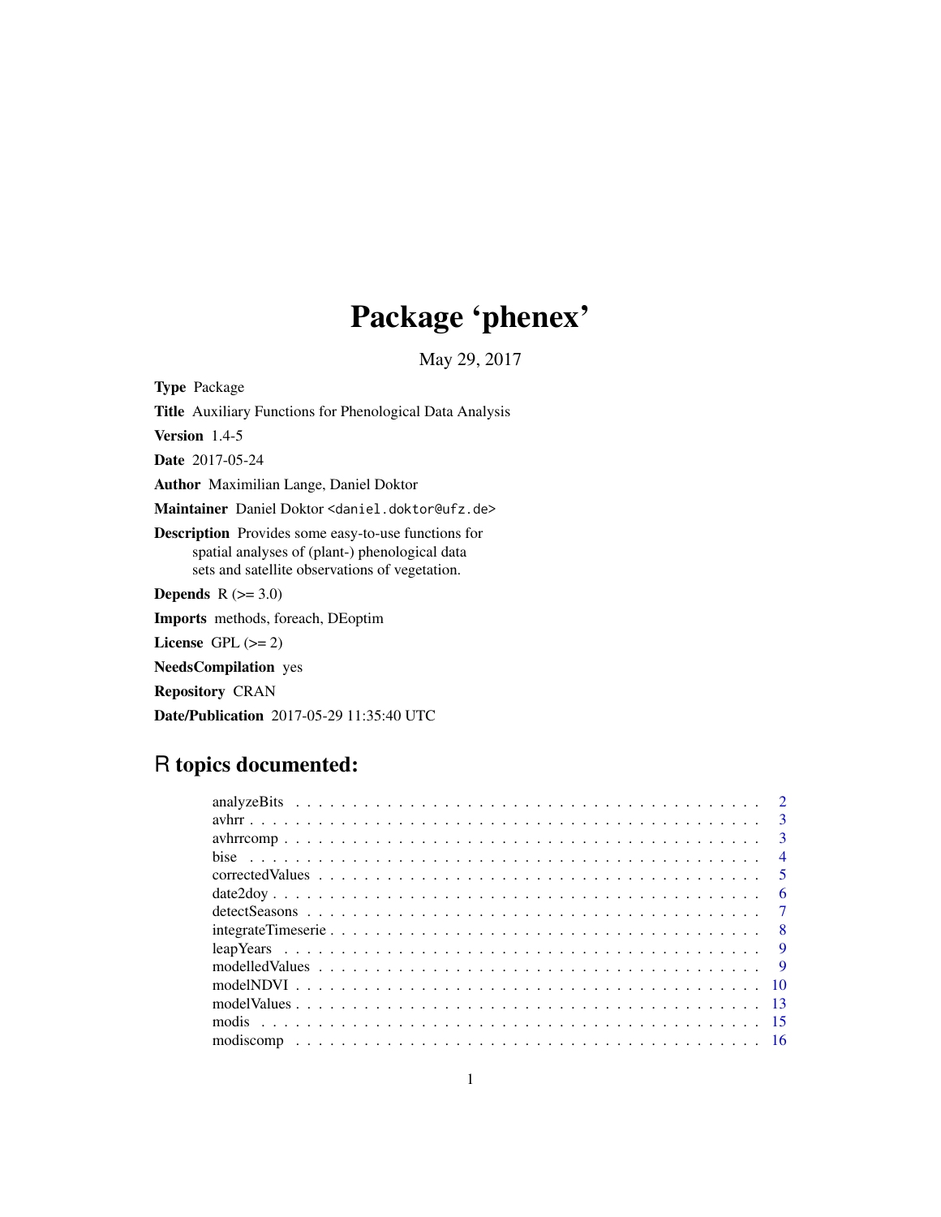# Package 'phenex'

May 29, 2017

**Type** Package

**Title** Auxiliary Functions for Phenological Data Analysis

**Version** 1.4-5

**Date** 2017-05-24

**Author** Maximilian Lange, Daniel Doktor

**Maintainer** Daniel Doktor <daniel.doktor@ufz.de>

**Description** Provides some easy-to-use functions for spatial analyses of (plant-) phenological data sets and satellite observations of vegetation.

**Depends** R (>= 3.0)

**Imports** methods, foreach, DEoptim

**License** GPL (>= 2)

**NeedsCompilation** yes

**Repository** CRAN

**Date/Publication** 2017-05-29 11:35:40 UTC

## R topics documented:

| | |
|---|---|
| analyzeBits | 2 |
| avhrr | 3 |
| avhrrcomp | 3 |
| bise | 4 |
| correctedValues | 5 |
| date2doy | 6 |
| detectSeasons | 7 |
| integrateTimeserie | 8 |
| leapYears | 9 |
| modelledValues | 9 |
| modelNDVI | 10 |
| modelValues | 13 |
| modis | 15 |
| modiscomp | 16 |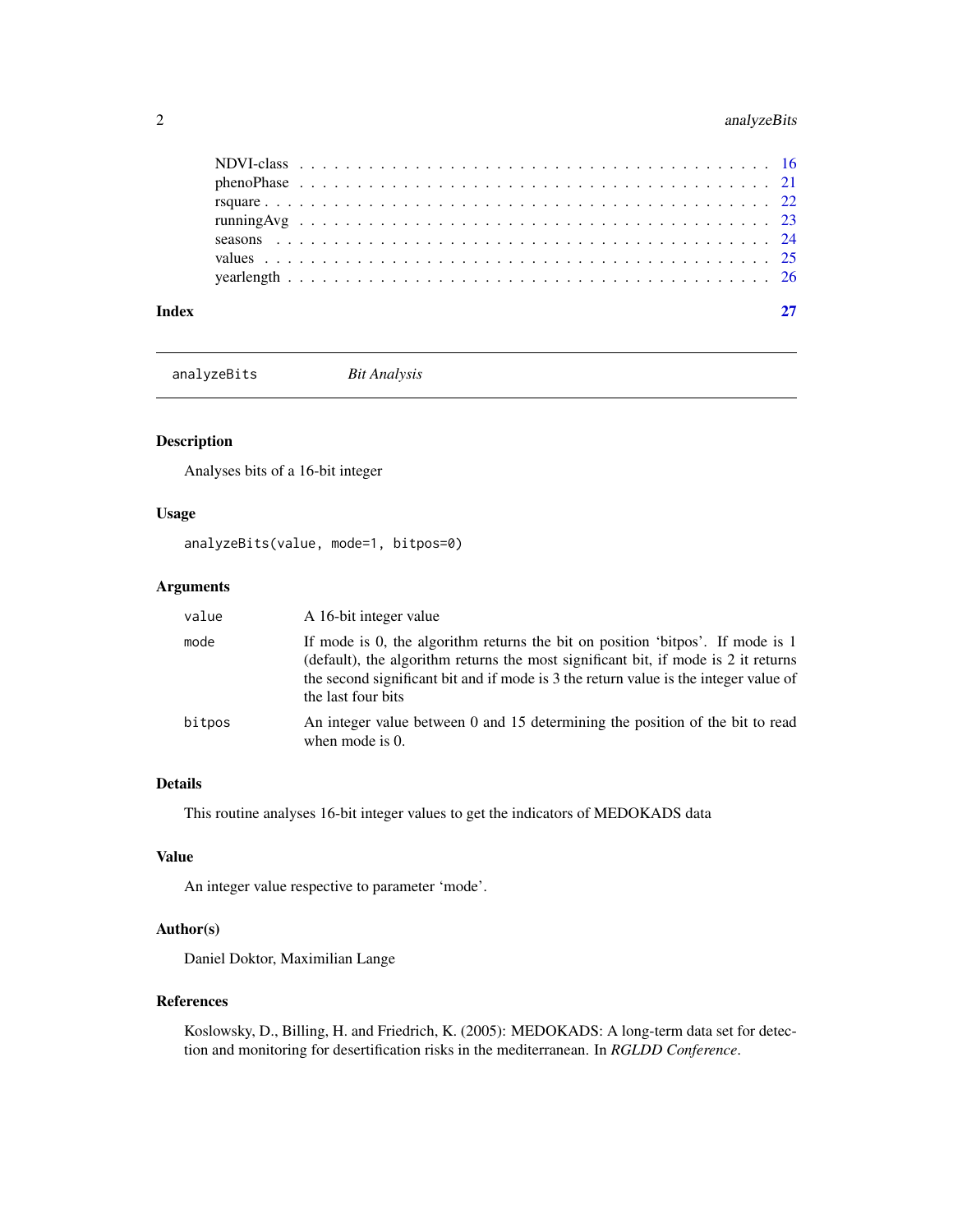NDVI-class . . . . . . . . . . . . . . . . . . . . . . . . . . . . . . . . . . . . 16
phenoPhase . . . . . . . . . . . . . . . . . . . . . . . . . . . . . . . . . . . . 21
rsquare . . . . . . . . . . . . . . . . . . . . . . . . . . . . . . . . . . . . . 22
runningAvg . . . . . . . . . . . . . . . . . . . . . . . . . . . . . . . . . . . . 23
seasons . . . . . . . . . . . . . . . . . . . . . . . . . . . . . . . . . . . . . 24
values . . . . . . . . . . . . . . . . . . . . . . . . . . . . . . . . . . . . . . 25
yearlength . . . . . . . . . . . . . . . . . . . . . . . . . . . . . . . . . . . . 26

**Index** **27**

---

## analyzeBits — *Bit Analysis*

### Description

Analyses bits of a 16-bit integer

### Usage

```
analyzeBits(value, mode=1, bitpos=0)
```

### Arguments

| | |
|---|---|
| `value` | A 16-bit integer value |
| `mode` | If mode is 0, the algorithm returns the bit on position 'bitpos'. If mode is 1 (default), the algorithm returns the most significant bit, if mode is 2 it returns the second significant bit and if mode is 3 the return value is the integer value of the last four bits |
| `bitpos` | An integer value between 0 and 15 determining the position of the bit to read when mode is 0. |

### Details

This routine analyses 16-bit integer values to get the indicators of MEDOKADS data

### Value

An integer value respective to parameter 'mode'.

### Author(s)

Daniel Doktor, Maximilian Lange

### References

Koslowsky, D., Billing, H. and Friedrich, K. (2005): MEDOKADS: A long-term data set for detection and monitoring for desertification risks in the mediterranean. In *RGLDD Conference*.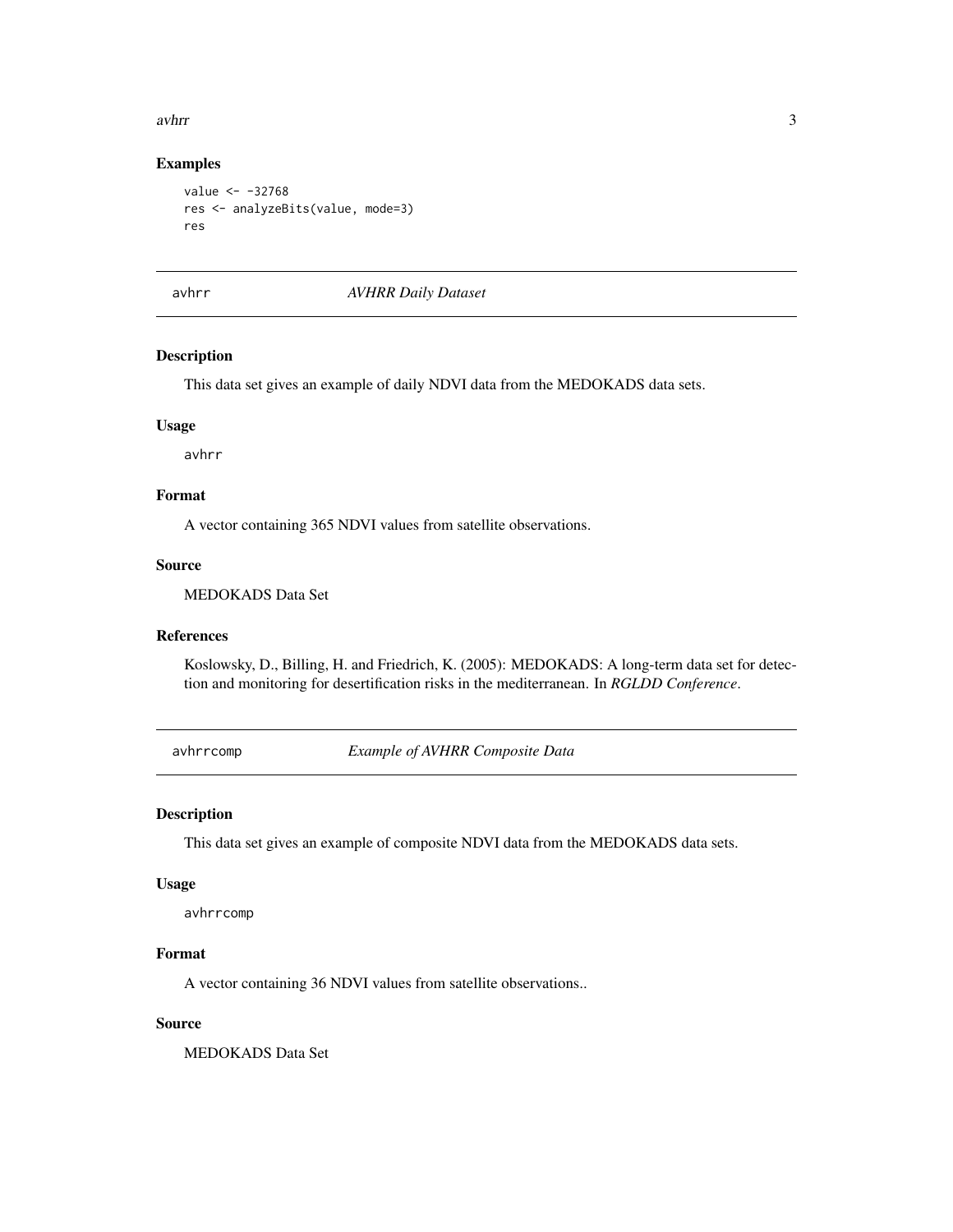### Examples

```
value <- -32768
res <- analyzeBits(value, mode=3)
res
```

---

## avhrr — *AVHRR Daily Dataset*

---

### Description

This data set gives an example of daily NDVI data from the MEDOKADS data sets.

### Usage

```
avhrr
```

### Format

A vector containing 365 NDVI values from satellite observations.

### Source

MEDOKADS Data Set

### References

Koslowsky, D., Billing, H. and Friedrich, K. (2005): MEDOKADS: A long-term data set for detection and monitoring for desertification risks in the mediterranean. In *RGLDD Conference*.

---

## avhrrcomp — *Example of AVHRR Composite Data*

---

### Description

This data set gives an example of composite NDVI data from the MEDOKADS data sets.

### Usage

```
avhrrcomp
```

### Format

A vector containing 36 NDVI values from satellite observations..

### Source

MEDOKADS Data Set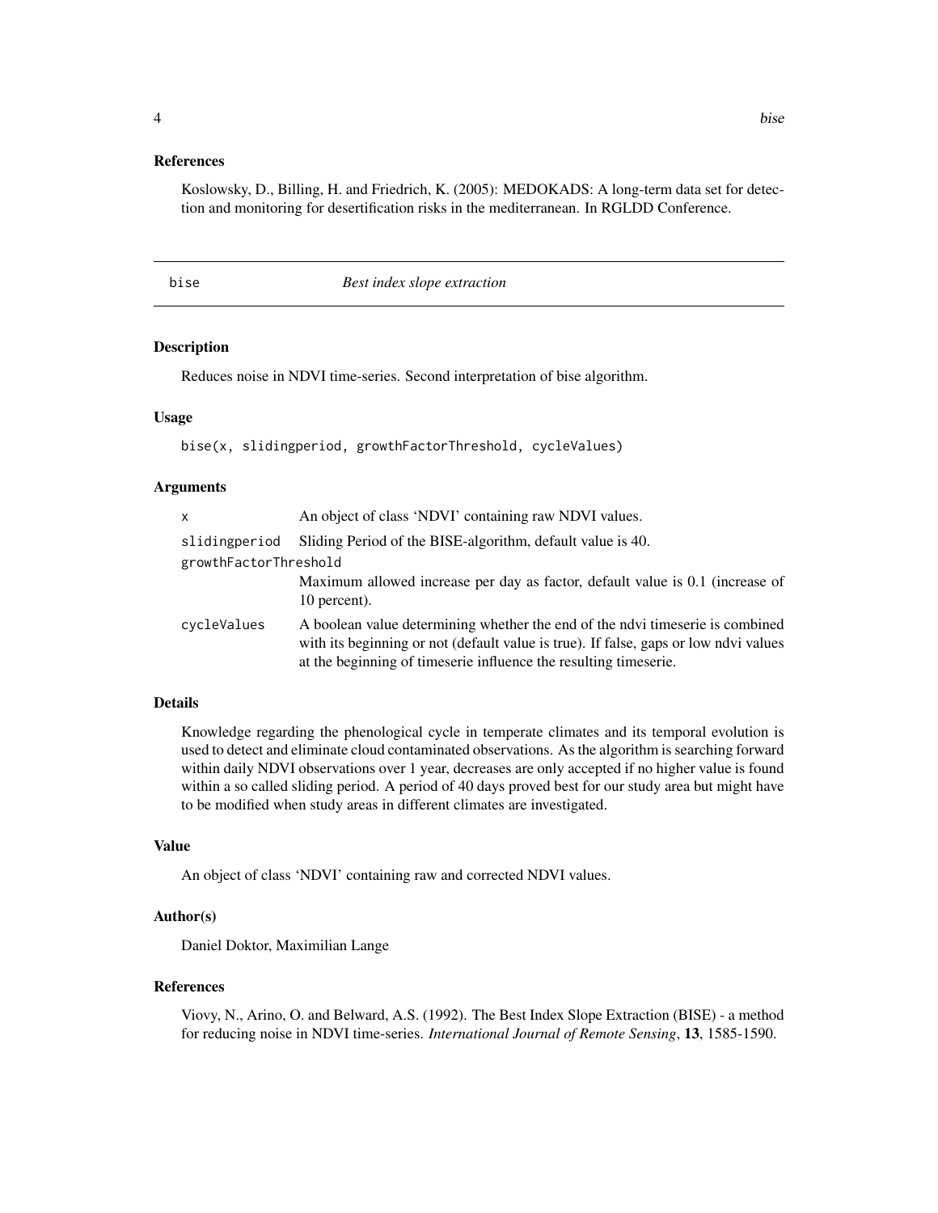### References

Koslowsky, D., Billing, H. and Friedrich, K. (2005): MEDOKADS: A long-term data set for detection and monitoring for desertification risks in the mediterranean. In RGLDD Conference.

---

## bise — *Best index slope extraction*

### Description

Reduces noise in NDVI time-series. Second interpretation of bise algorithm.

### Usage

```
bise(x, slidingperiod, growthFactorThreshold, cycleValues)
```

### Arguments

| | |
|---|---|
| `x` | An object of class 'NDVI' containing raw NDVI values. |
| `slidingperiod` | Sliding Period of the BISE-algorithm, default value is 40. |
| `growthFactorThreshold` | Maximum allowed increase per day as factor, default value is 0.1 (increase of 10 percent). |
| `cycleValues` | A boolean value determining whether the end of the ndvi timeserie is combined with its beginning or not (default value is true). If false, gaps or low ndvi values at the beginning of timeserie influence the resulting timeserie. |

### Details

Knowledge regarding the phenological cycle in temperate climates and its temporal evolution is used to detect and eliminate cloud contaminated observations. As the algorithm is searching forward within daily NDVI observations over 1 year, decreases are only accepted if no higher value is found within a so called sliding period. A period of 40 days proved best for our study area but might have to be modified when study areas in different climates are investigated.

### Value

An object of class 'NDVI' containing raw and corrected NDVI values.

### Author(s)

Daniel Doktor, Maximilian Lange

### References

Viovy, N., Arino, O. and Belward, A.S. (1992). The Best Index Slope Extraction (BISE) - a method for reducing noise in NDVI time-series. *International Journal of Remote Sensing*, **13**, 1585-1590.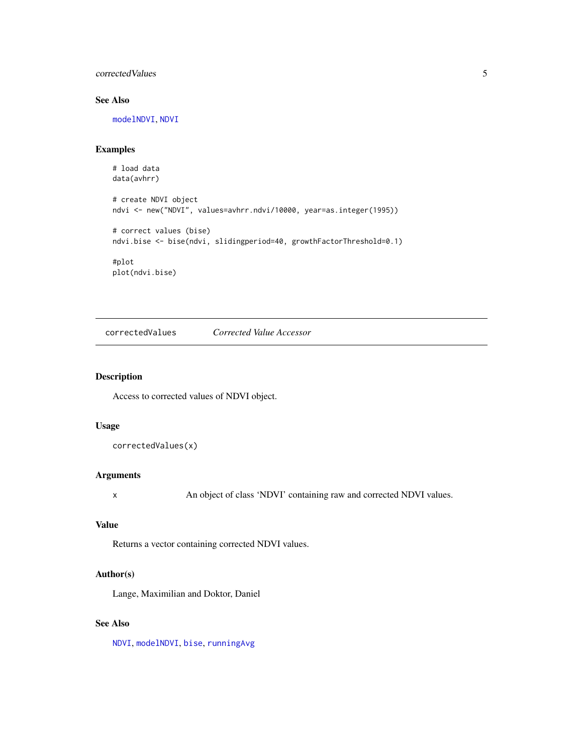## See Also

modelNDVI, NDVI

## Examples

```
# load data
data(avhrr)

# create NDVI object
ndvi <- new("NDVI", values=avhrr.ndvi/10000, year=as.integer(1995))

# correct values (bise)
ndvi.bise <- bise(ndvi, slidingperiod=40, growthFactorThreshold=0.1)

#plot
plot(ndvi.bise)
```

---

# correctedValues    *Corrected Value Accessor*

---

## Description

Access to corrected values of NDVI object.

## Usage

```
correctedValues(x)
```

## Arguments

| | |
|---|---|
| x | An object of class 'NDVI' containing raw and corrected NDVI values. |

## Value

Returns a vector containing corrected NDVI values.

## Author(s)

Lange, Maximilian and Doktor, Daniel

## See Also

NDVI, modelNDVI, bise, runningAvg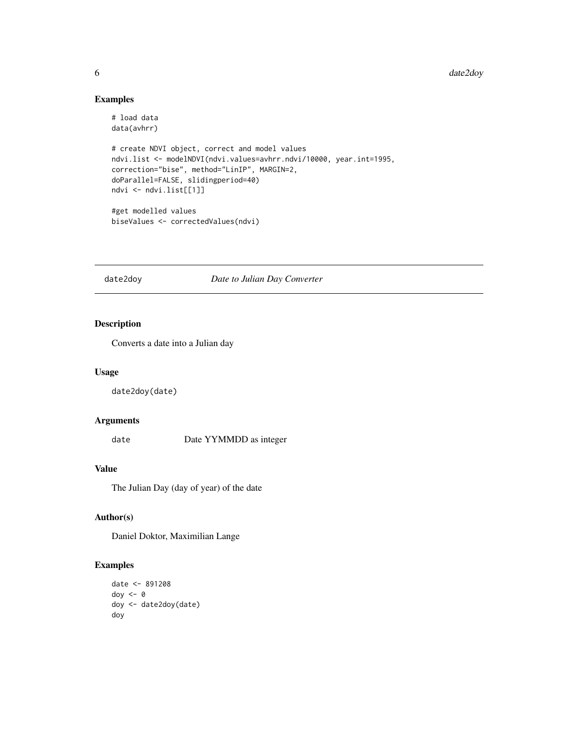## Examples

```
# load data
data(avhrr)

# create NDVI object, correct and model values
ndvi.list <- modelNDVI(ndvi.values=avhrr.ndvi/10000, year.int=1995,
correction="bise", method="LinIP", MARGIN=2,
doParallel=FALSE, slidingperiod=40)
ndvi <- ndvi.list[[1]]

#get modelled values
biseValues <- correctedValues(ndvi)
```

---

# date2doy *Date to Julian Day Converter*

---

## Description

Converts a date into a Julian day

## Usage

```
date2doy(date)
```

## Arguments

| | |
|---|---|
| `date` | Date YYMMDD as integer |

## Value

The Julian Day (day of year) of the date

## Author(s)

Daniel Doktor, Maximilian Lange

## Examples

```
date <- 891208
doy <- 0
doy <- date2doy(date)
doy
```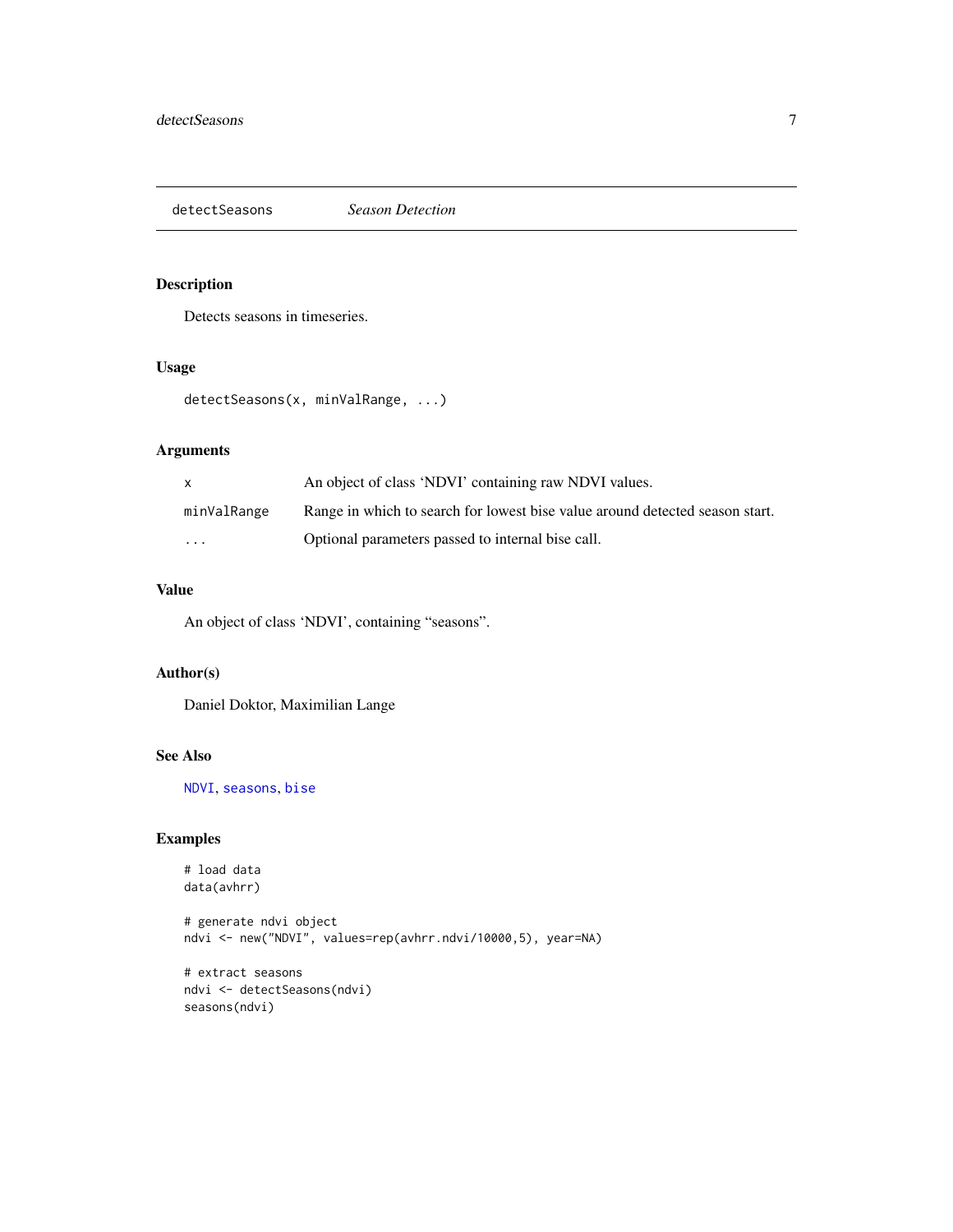detectSeasons *Season Detection*

## Description

Detects seasons in timeseries.

## Usage

```
detectSeasons(x, minValRange, ...)
```

## Arguments

| | |
|---|---|
| x | An object of class 'NDVI' containing raw NDVI values. |
| minValRange | Range in which to search for lowest bise value around detected season start. |
| ... | Optional parameters passed to internal bise call. |

## Value

An object of class 'NDVI', containing "seasons".

## Author(s)

Daniel Doktor, Maximilian Lange

## See Also

NDVI, seasons, bise

## Examples

```
# load data
data(avhrr)

# generate ndvi object
ndvi <- new("NDVI", values=rep(avhrr.ndvi/10000,5), year=NA)

# extract seasons
ndvi <- detectSeasons(ndvi)
seasons(ndvi)
```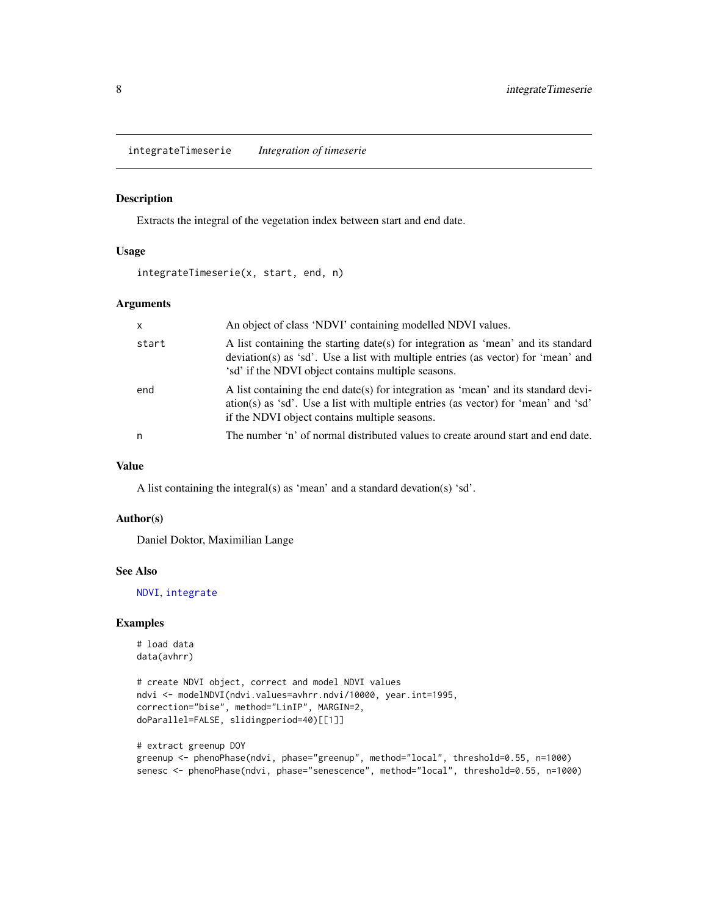`integrateTimeserie` *Integration of timeserie*

### Description

Extracts the integral of the vegetation index between start and end date.

### Usage

```
integrateTimeserie(x, start, end, n)
```

### Arguments

| | |
|---|---|
| x | An object of class 'NDVI' containing modelled NDVI values. |
| start | A list containing the starting date(s) for integration as 'mean' and its standard deviation(s) as 'sd'. Use a list with multiple entries (as vector) for 'mean' and 'sd' if the NDVI object contains multiple seasons. |
| end | A list containing the end date(s) for integration as 'mean' and its standard deviation(s) as 'sd'. Use a list with multiple entries (as vector) for 'mean' and 'sd' if the NDVI object contains multiple seasons. |
| n | The number 'n' of normal distributed values to create around start and end date. |

### Value

A list containing the integral(s) as 'mean' and a standard devation(s) 'sd'.

### Author(s)

Daniel Doktor, Maximilian Lange

### See Also

NDVI, integrate

### Examples

```
# load data
data(avhrr)

# create NDVI object, correct and model NDVI values
ndvi <- modelNDVI(ndvi.values=avhrr.ndvi/10000, year.int=1995,
correction="bise", method="LinIP", MARGIN=2,
doParallel=FALSE, slidingperiod=40)[[1]]

# extract greenup DOY
greenup <- phenoPhase(ndvi, phase="greenup", method="local", threshold=0.55, n=1000)
senesc <- phenoPhase(ndvi, phase="senescence", method="local", threshold=0.55, n=1000)
```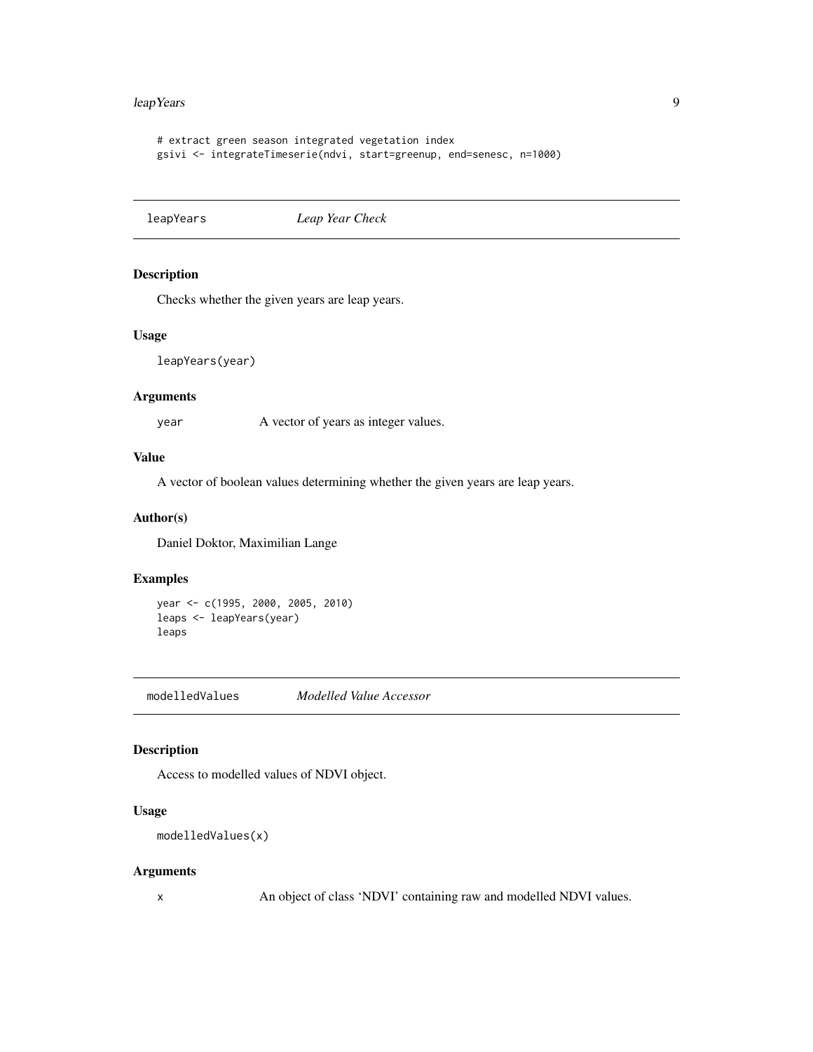```
# extract green season integrated vegetation index
gsivi <- integrateTimeserie(ndvi, start=greenup, end=senesc, n=1000)
```

## leapYears *Leap Year Check*

### Description

Checks whether the given years are leap years.

### Usage

```
leapYears(year)
```

### Arguments

| | |
|---|---|
| `year` | A vector of years as integer values. |

### Value

A vector of boolean values determining whether the given years are leap years.

### Author(s)

Daniel Doktor, Maximilian Lange

### Examples

```
year <- c(1995, 2000, 2005, 2010)
leaps <- leapYears(year)
leaps
```

## modelledValues *Modelled Value Accessor*

### Description

Access to modelled values of NDVI object.

### Usage

```
modelledValues(x)
```

### Arguments

| | |
|---|---|
| `x` | An object of class 'NDVI' containing raw and modelled NDVI values. |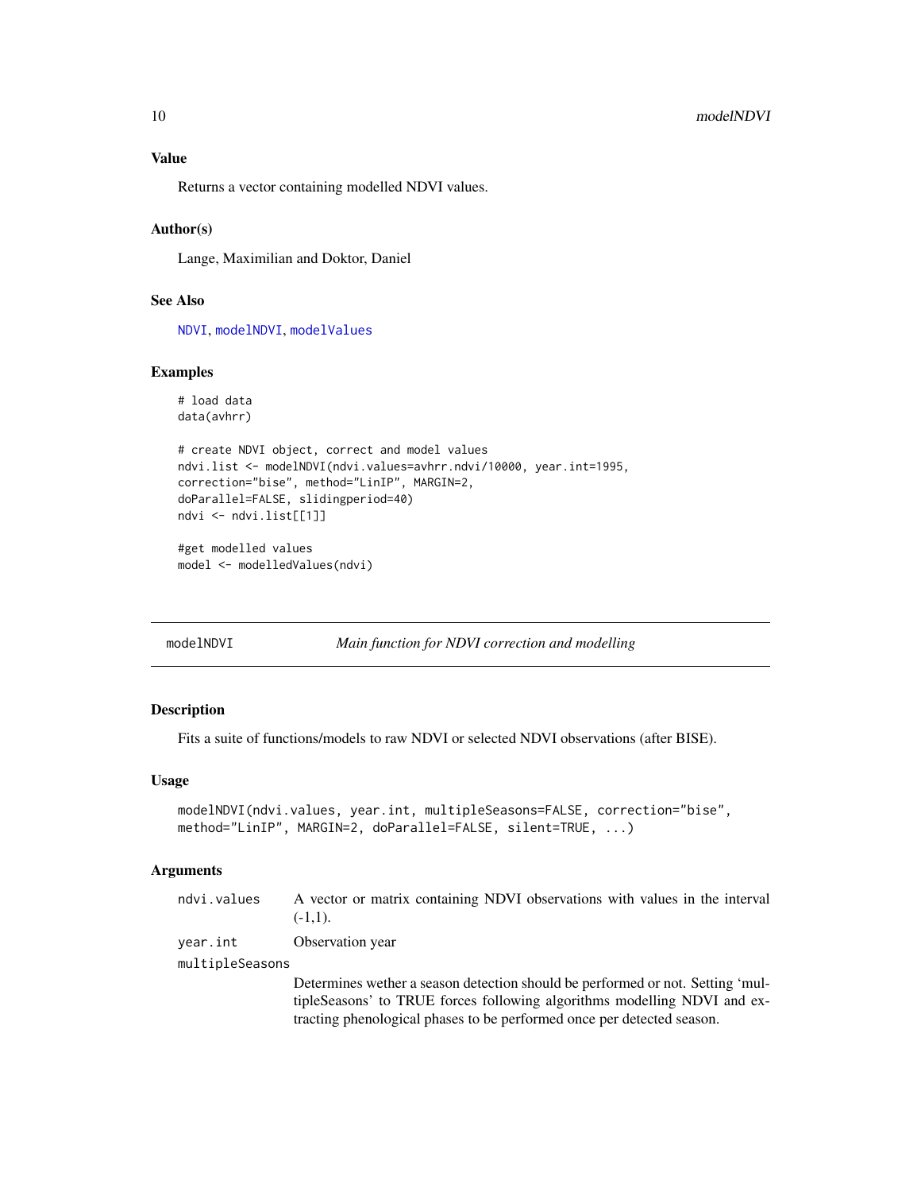### Value

Returns a vector containing modelled NDVI values.

### Author(s)

Lange, Maximilian and Doktor, Daniel

### See Also

NDVI, modelNDVI, modelValues

### Examples

```
# load data
data(avhrr)

# create NDVI object, correct and model values
ndvi.list <- modelNDVI(ndvi.values=avhrr.ndvi/10000, year.int=1995,
correction="bise", method="LinIP", MARGIN=2,
doParallel=FALSE, slidingperiod=40)
ndvi <- ndvi.list[[1]]

#get modelled values
model <- modelledValues(ndvi)
```

---

## modelNDVI — *Main function for NDVI correction and modelling*

### Description

Fits a suite of functions/models to raw NDVI or selected NDVI observations (after BISE).

### Usage

```
modelNDVI(ndvi.values, year.int, multipleSeasons=FALSE, correction="bise",
method="LinIP", MARGIN=2, doParallel=FALSE, silent=TRUE, ...)
```

### Arguments

| | |
|---|---|
| ndvi.values | A vector or matrix containing NDVI observations with values in the interval (-1,1). |
| year.int | Observation year |
| multipleSeasons | Determines wether a season detection should be performed or not. Setting 'multipleSeasons' to TRUE forces following algorithms modelling NDVI and extracting phenological phases to be performed once per detected season. |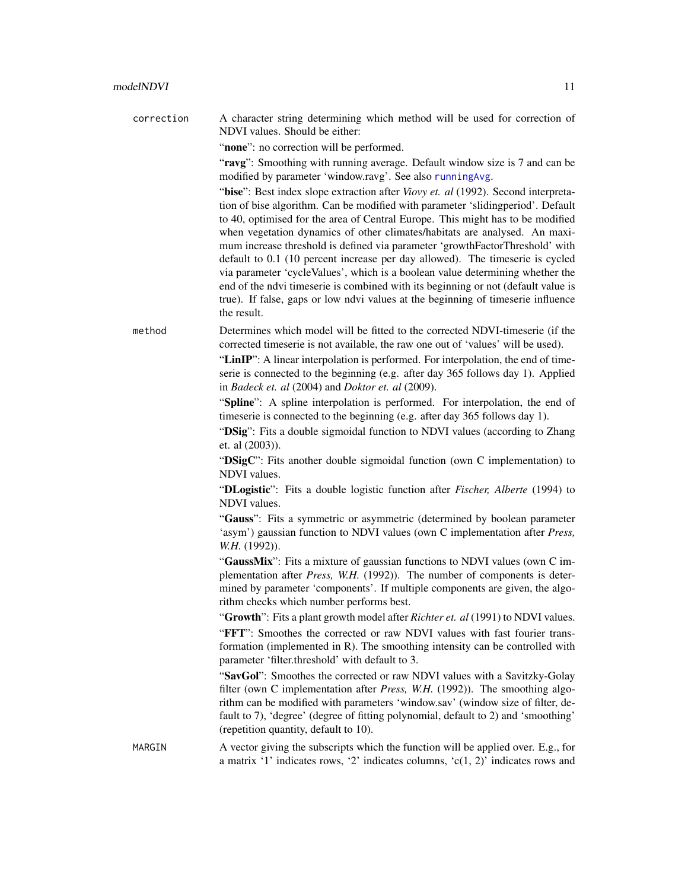correction
: A character string determining which method will be used for correction of NDVI values. Should be either:

  "**none**": no correction will be performed.

  "**ravg**": Smoothing with running average. Default window size is 7 and can be modified by parameter 'window.ravg'. See also `runningAvg`.

  "**bise**": Best index slope extraction after *Viovy et. al* (1992). Second interpretation of bise algorithm. Can be modified with parameter 'slidingperiod'. Default to 40, optimised for the area of Central Europe. This might has to be modified when vegetation dynamics of other climates/habitats are analysed. An maximum increase threshold is defined via parameter 'growthFactorThreshold' with default to 0.1 (10 percent increase per day allowed). The timeserie is cycled via parameter 'cycleValues', which is a boolean value determining whether the end of the ndvi timeserie is combined with its beginning or not (default value is true). If false, gaps or low ndvi values at the beginning of timeserie influence the result.

method
: Determines which model will be fitted to the corrected NDVI-timeserie (if the corrected timeserie is not available, the raw one out of 'values' will be used).

  "**LinIP**": A linear interpolation is performed. For interpolation, the end of timeserie is connected to the beginning (e.g. after day 365 follows day 1). Applied in *Badeck et. al* (2004) and *Doktor et. al* (2009).

  "**Spline**": A spline interpolation is performed. For interpolation, the end of timeserie is connected to the beginning (e.g. after day 365 follows day 1).

  "**DSig**": Fits a double sigmoidal function to NDVI values (according to Zhang et. al (2003)).

  "**DSigC**": Fits another double sigmoidal function (own C implementation) to NDVI values.

  "**DLogistic**": Fits a double logistic function after *Fischer, Alberte* (1994) to NDVI values.

  "**Gauss**": Fits a symmetric or asymmetric (determined by boolean parameter 'asym') gaussian function to NDVI values (own C implementation after *Press, W.H.* (1992)).

  "**GaussMix**": Fits a mixture of gaussian functions to NDVI values (own C implementation after *Press, W.H.* (1992)). The number of components is determined by parameter 'components'. If multiple components are given, the algorithm checks which number performs best.

  "**Growth**": Fits a plant growth model after *Richter et. al* (1991) to NDVI values.

  "**FFT**": Smoothes the corrected or raw NDVI values with fast fourier transformation (implemented in R). The smoothing intensity can be controlled with parameter 'filter.threshold' with default to 3.

  "**SavGol**": Smoothes the corrected or raw NDVI values with a Savitzky-Golay filter (own C implementation after *Press, W.H.* (1992)). The smoothing algorithm can be modified with parameters 'window.sav' (window size of filter, default to 7), 'degree' (degree of fitting polynomial, default to 2) and 'smoothing' (repetition quantity, default to 10).

MARGIN
: A vector giving the subscripts which the function will be applied over. E.g., for a matrix '1' indicates rows, '2' indicates columns, 'c(1, 2)' indicates rows and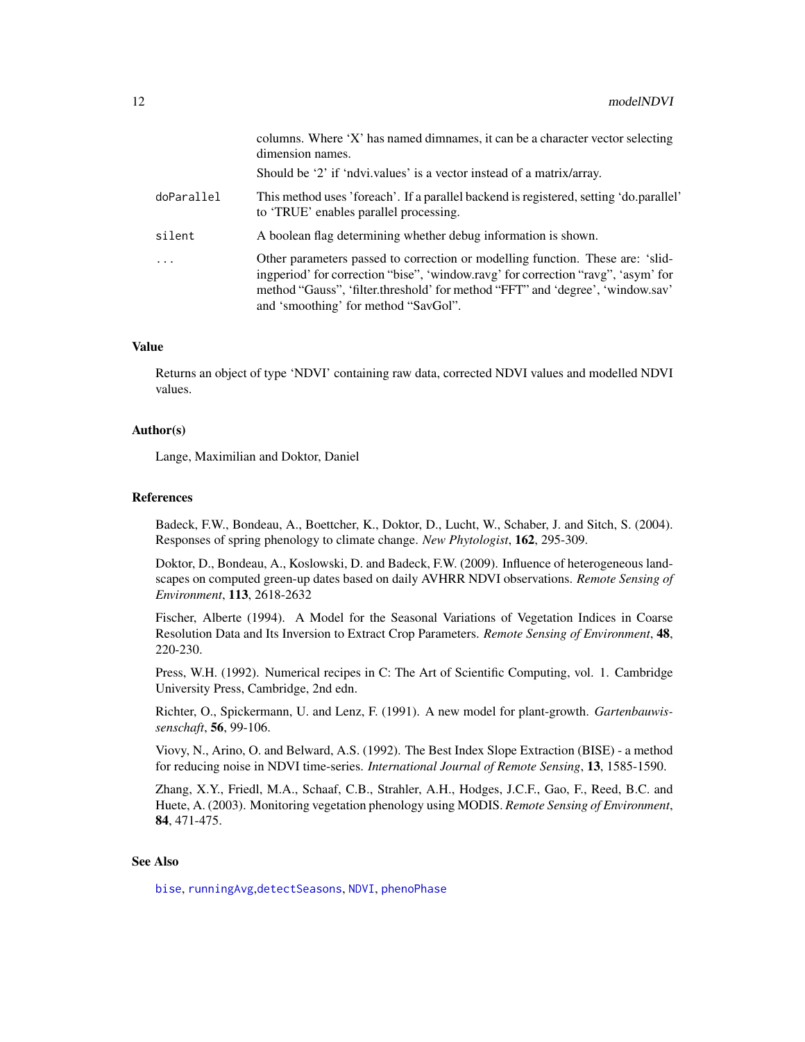| | |
|---|---|
| | columns. Where ‘X’ has named dimnames, it can be a character vector selecting dimension names. |
| | Should be ‘2’ if ‘ndvi.values’ is a vector instead of a matrix/array. |
| doParallel | This method uses 'foreach'. If a parallel backend is registered, setting ‘do.parallel’ to ‘TRUE’ enables parallel processing. |
| silent | A boolean flag determining whether debug information is shown. |
| ... | Other parameters passed to correction or modelling function. These are: ‘slidingperiod’ for correction “bise”, ‘window.ravg’ for correction “ravg”, ‘asym’ for method “Gauss”, ‘filter.threshold’ for method “FFT” and ‘degree’, ‘window.sav’ and ‘smoothing’ for method “SavGol”. |

### Value

Returns an object of type ‘NDVI’ containing raw data, corrected NDVI values and modelled NDVI values.

### Author(s)

Lange, Maximilian and Doktor, Daniel

### References

Badeck, F.W., Bondeau, A., Boettcher, K., Doktor, D., Lucht, W., Schaber, J. and Sitch, S. (2004). Responses of spring phenology to climate change. *New Phytologist*, **162**, 295-309.

Doktor, D., Bondeau, A., Koslowski, D. and Badeck, F.W. (2009). Influence of heterogeneous landscapes on computed green-up dates based on daily AVHRR NDVI observations. *Remote Sensing of Environment*, **113**, 2618-2632

Fischer, Alberte (1994). A Model for the Seasonal Variations of Vegetation Indices in Coarse Resolution Data and Its Inversion to Extract Crop Parameters. *Remote Sensing of Environment*, **48**, 220-230.

Press, W.H. (1992). Numerical recipes in C: The Art of Scientific Computing, vol. 1. Cambridge University Press, Cambridge, 2nd edn.

Richter, O., Spickermann, U. and Lenz, F. (1991). A new model for plant-growth. *Gartenbauwissenschaft*, **56**, 99-106.

Viovy, N., Arino, O. and Belward, A.S. (1992). The Best Index Slope Extraction (BISE) - a method for reducing noise in NDVI time-series. *International Journal of Remote Sensing*, **13**, 1585-1590.

Zhang, X.Y., Friedl, M.A., Schaaf, C.B., Strahler, A.H., Hodges, J.C.F., Gao, F., Reed, B.C. and Huete, A. (2003). Monitoring vegetation phenology using MODIS. *Remote Sensing of Environment*, **84**, 471-475.

### See Also

bise, runningAvg,detectSeasons, NDVI, phenoPhase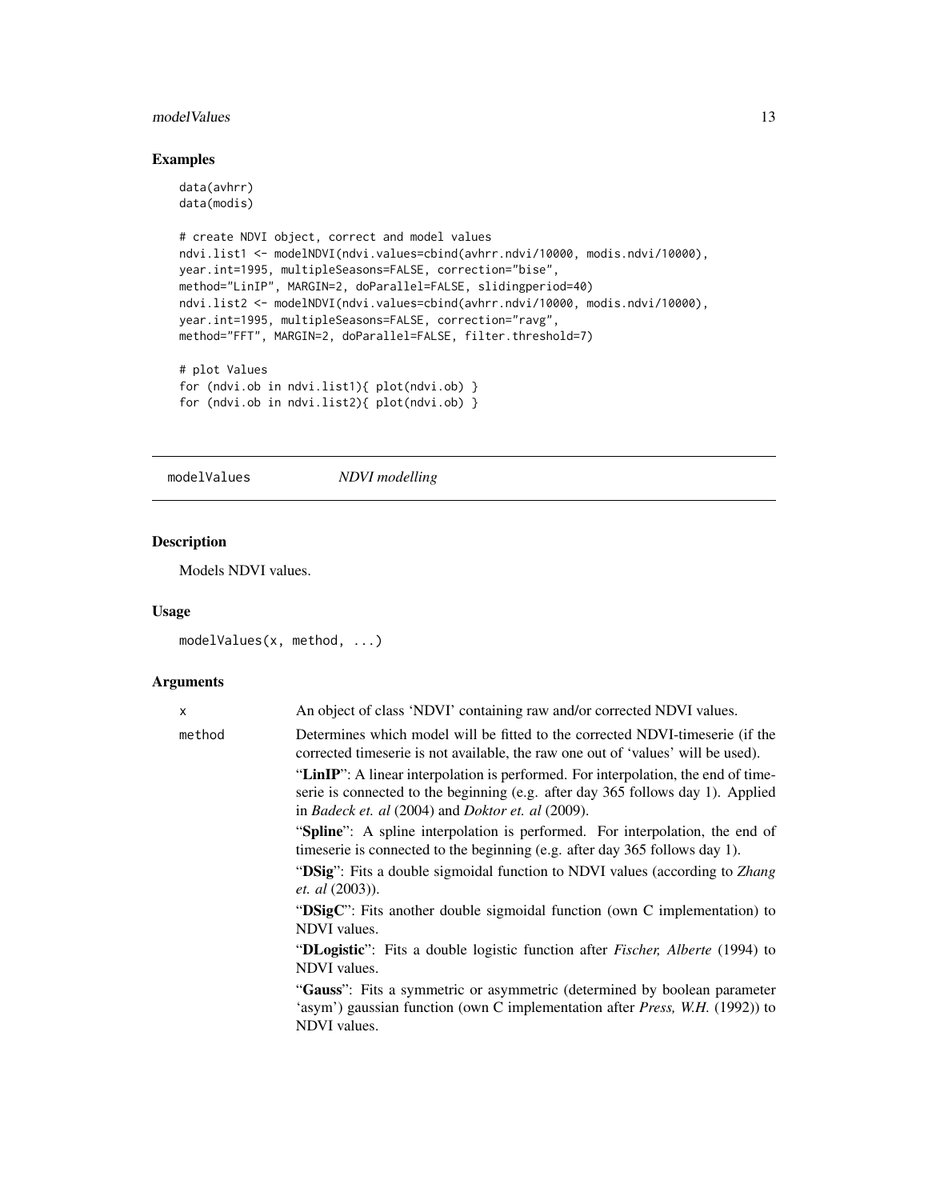## Examples

```
data(avhrr)
data(modis)

# create NDVI object, correct and model values
ndvi.list1 <- modelNDVI(ndvi.values=cbind(avhrr.ndvi/10000, modis.ndvi/10000),
year.int=1995, multipleSeasons=FALSE, correction="bise",
method="LinIP", MARGIN=2, doParallel=FALSE, slidingperiod=40)
ndvi.list2 <- modelNDVI(ndvi.values=cbind(avhrr.ndvi/10000, modis.ndvi/10000),
year.int=1995, multipleSeasons=FALSE, correction="ravg",
method="FFT", MARGIN=2, doParallel=FALSE, filter.threshold=7)

# plot Values
for (ndvi.ob in ndvi.list1){ plot(ndvi.ob) }
for (ndvi.ob in ndvi.list2){ plot(ndvi.ob) }
```

# modelValues *NDVI modelling*

## Description

Models NDVI values.

## Usage

```
modelValues(x, method, ...)
```

## Arguments

`x` An object of class 'NDVI' containing raw and/or corrected NDVI values.

`method` Determines which model will be fitted to the corrected NDVI-timeserie (if the corrected timeserie is not available, the raw one out of 'values' will be used).

"**LinIP**": A linear interpolation is performed. For interpolation, the end of timeserie is connected to the beginning (e.g. after day 365 follows day 1). Applied in *Badeck et. al* (2004) and *Doktor et. al* (2009).

"**Spline**": A spline interpolation is performed. For interpolation, the end of timeserie is connected to the beginning (e.g. after day 365 follows day 1).

"**DSig**": Fits a double sigmoidal function to NDVI values (according to *Zhang et. al* (2003)).

"**DSigC**": Fits another double sigmoidal function (own C implementation) to NDVI values.

"**DLogistic**": Fits a double logistic function after *Fischer, Alberte* (1994) to NDVI values.

"**Gauss**": Fits a symmetric or asymmetric (determined by boolean parameter 'asym') gaussian function (own C implementation after *Press, W.H.* (1992)) to NDVI values.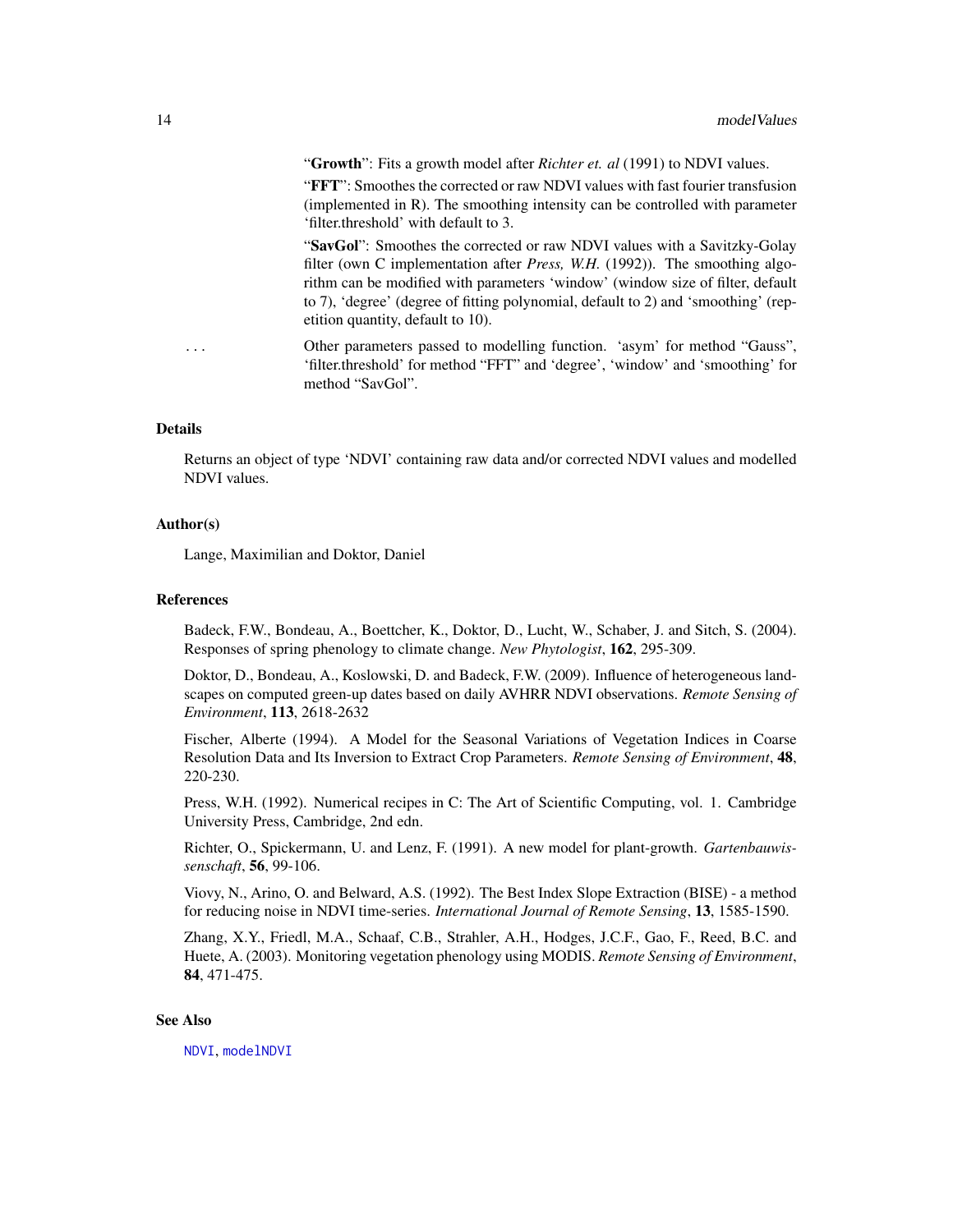"**Growth**": Fits a growth model after *Richter et. al* (1991) to NDVI values.

"**FFT**": Smoothes the corrected or raw NDVI values with fast fourier transfusion (implemented in R). The smoothing intensity can be controlled with parameter 'filter.threshold' with default to 3.

"**SavGol**": Smoothes the corrected or raw NDVI values with a Savitzky-Golay filter (own C implementation after *Press, W.H.* (1992)). The smoothing algorithm can be modified with parameters 'window' (window size of filter, default to 7), 'degree' (degree of fitting polynomial, default to 2) and 'smoothing' (repetition quantity, default to 10).

... Other parameters passed to modelling function. 'asym' for method "Gauss", 'filter.threshold' for method "FFT" and 'degree', 'window' and 'smoothing' for method "SavGol".

## Details

Returns an object of type 'NDVI' containing raw data and/or corrected NDVI values and modelled NDVI values.

## Author(s)

Lange, Maximilian and Doktor, Daniel

## References

Badeck, F.W., Bondeau, A., Boettcher, K., Doktor, D., Lucht, W., Schaber, J. and Sitch, S. (2004). Responses of spring phenology to climate change. *New Phytologist*, **162**, 295-309.

Doktor, D., Bondeau, A., Koslowski, D. and Badeck, F.W. (2009). Influence of heterogeneous landscapes on computed green-up dates based on daily AVHRR NDVI observations. *Remote Sensing of Environment*, **113**, 2618-2632

Fischer, Alberte (1994). A Model for the Seasonal Variations of Vegetation Indices in Coarse Resolution Data and Its Inversion to Extract Crop Parameters. *Remote Sensing of Environment*, **48**, 220-230.

Press, W.H. (1992). Numerical recipes in C: The Art of Scientific Computing, vol. 1. Cambridge University Press, Cambridge, 2nd edn.

Richter, O., Spickermann, U. and Lenz, F. (1991). A new model for plant-growth. *Gartenbauwissenschaft*, **56**, 99-106.

Viovy, N., Arino, O. and Belward, A.S. (1992). The Best Index Slope Extraction (BISE) - a method for reducing noise in NDVI time-series. *International Journal of Remote Sensing*, **13**, 1585-1590.

Zhang, X.Y., Friedl, M.A., Schaaf, C.B., Strahler, A.H., Hodges, J.C.F., Gao, F., Reed, B.C. and Huete, A. (2003). Monitoring vegetation phenology using MODIS. *Remote Sensing of Environment*, **84**, 471-475.

## See Also

`NDVI`, `modelNDVI`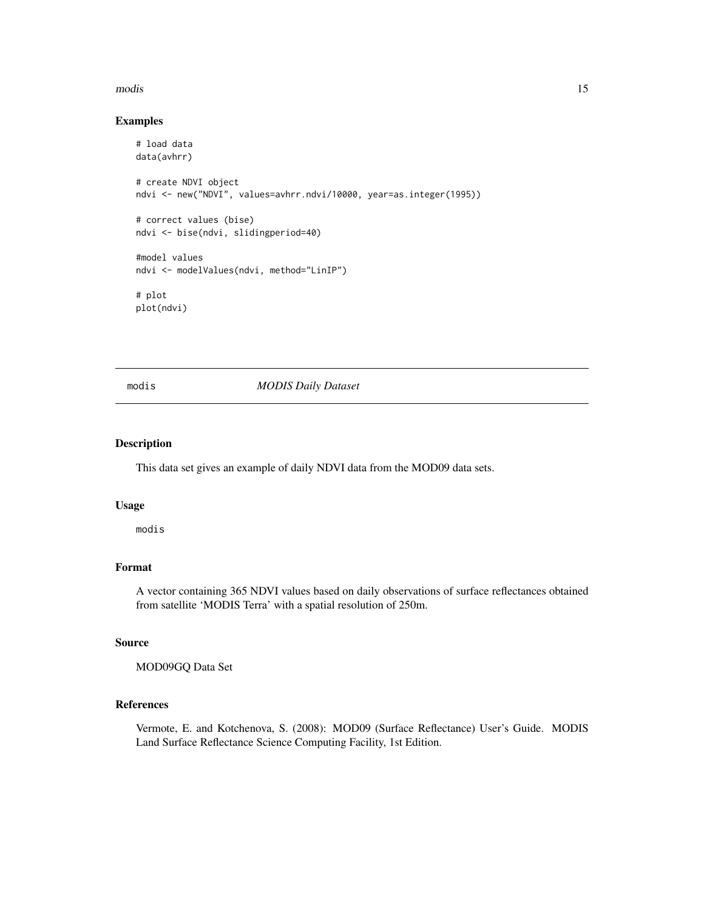### Examples

```
# load data
data(avhrr)

# create NDVI object
ndvi <- new("NDVI", values=avhrr.ndvi/10000, year=as.integer(1995))

# correct values (bise)
ndvi <- bise(ndvi, slidingperiod=40)

#model values
ndvi <- modelValues(ndvi, method="LinIP")

# plot
plot(ndvi)
```

---

## modis &emsp; *MODIS Daily Dataset*

---

### Description

This data set gives an example of daily NDVI data from the MOD09 data sets.

### Usage

```
modis
```

### Format

A vector containing 365 NDVI values based on daily observations of surface reflectances obtained from satellite 'MODIS Terra' with a spatial resolution of 250m.

### Source

MOD09GQ Data Set

### References

Vermote, E. and Kotchenova, S. (2008): MOD09 (Surface Reflectance) User's Guide. MODIS Land Surface Reflectance Science Computing Facility, 1st Edition.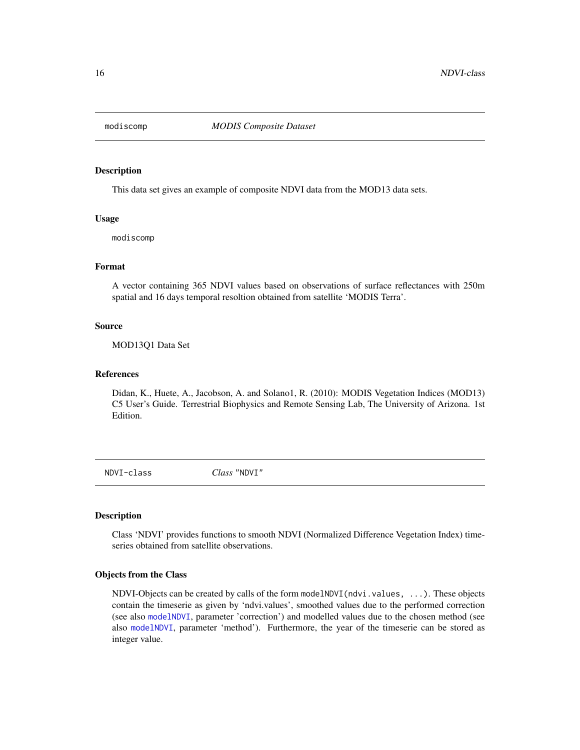## modiscomp — *MODIS Composite Dataset*

### Description

This data set gives an example of composite NDVI data from the MOD13 data sets.

### Usage

```
modiscomp
```

### Format

A vector containing 365 NDVI values based on observations of surface reflectances with 250m spatial and 16 days temporal resoltion obtained from satellite 'MODIS Terra'.

### Source

MOD13Q1 Data Set

### References

Didan, K., Huete, A., Jacobson, A. and Solano1, R. (2010): MODIS Vegetation Indices (MOD13) C5 User's Guide. Terrestrial Biophysics and Remote Sensing Lab, The University of Arizona. 1st Edition.

## NDVI-class — *Class* "NDVI"

### Description

Class 'NDVI' provides functions to smooth NDVI (Normalized Difference Vegetation Index) time-series obtained from satellite observations.

### Objects from the Class

NDVI-Objects can be created by calls of the form `modelNDVI(ndvi.values, ...)`. These objects contain the timeserie as given by 'ndvi.values', smoothed values due to the performed correction (see also `modelNDVI`, parameter 'correction') and modelled values due to the chosen method (see also `modelNDVI`, parameter 'method'). Furthermore, the year of the timeserie can be stored as integer value.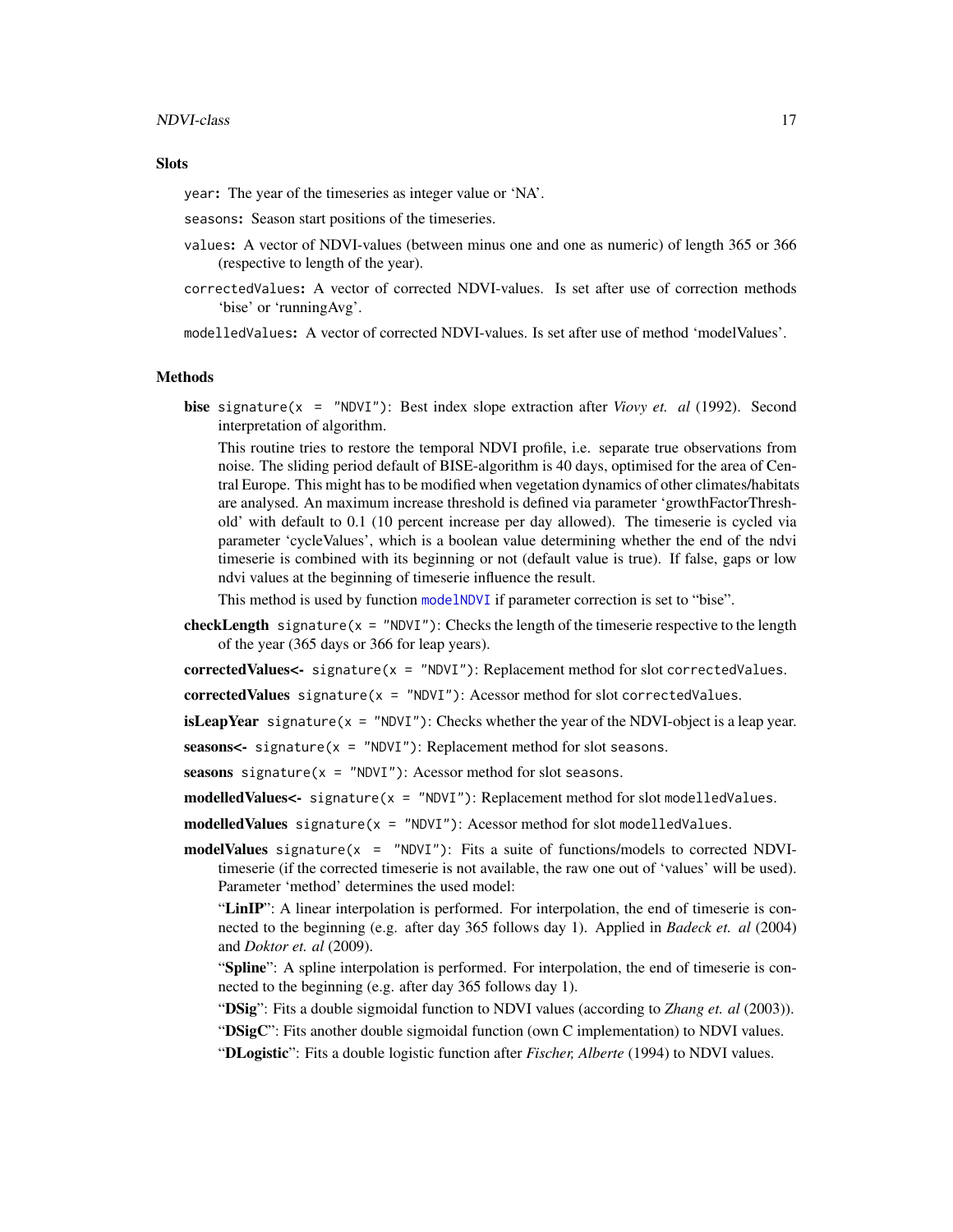### Slots

year: The year of the timeseries as integer value or 'NA'.

seasons: Season start positions of the timeseries.

values: A vector of NDVI-values (between minus one and one as numeric) of length 365 or 366 (respective to length of the year).

correctedValues: A vector of corrected NDVI-values. Is set after use of correction methods 'bise' or 'runningAvg'.

modelledValues: A vector of corrected NDVI-values. Is set after use of method 'modelValues'.

### Methods

**bise** `signature(x = "NDVI")`: Best index slope extraction after *Viovy et. al* (1992). Second interpretation of algorithm.

This routine tries to restore the temporal NDVI profile, i.e. separate true observations from noise. The sliding period default of BISE-algorithm is 40 days, optimised for the area of Central Europe. This might has to be modified when vegetation dynamics of other climates/habitats are analysed. An maximum increase threshold is defined via parameter 'growthFactorThreshold' with default to 0.1 (10 percent increase per day allowed). The timeserie is cycled via parameter 'cycleValues', which is a boolean value determining whether the end of the ndvi timeserie is combined with its beginning or not (default value is true). If false, gaps or low ndvi values at the beginning of timeserie influence the result.

This method is used by function `modelNDVI` if parameter correction is set to "bise".

**checkLength** `signature(x = "NDVI")`: Checks the length of the timeserie respective to the length of the year (365 days or 366 for leap years).

**correctedValues<-** `signature(x = "NDVI")`: Replacement method for slot `correctedValues`.

**correctedValues** `signature(x = "NDVI")`: Acessor method for slot `correctedValues`.

**isLeapYear** `signature(x = "NDVI")`: Checks whether the year of the NDVI-object is a leap year.

**seasons<-** `signature(x = "NDVI")`: Replacement method for slot `seasons`.

**seasons** `signature(x = "NDVI")`: Acessor method for slot `seasons`.

**modelledValues<-** `signature(x = "NDVI")`: Replacement method for slot `modelledValues`.

**modelledValues** `signature(x = "NDVI")`: Acessor method for slot `modelledValues`.

**modelValues** `signature(x = "NDVI")`: Fits a suite of functions/models to corrected NDVI-timeserie (if the corrected timeserie is not available, the raw one out of 'values' will be used). Parameter 'method' determines the used model:

"**LinIP**": A linear interpolation is performed. For interpolation, the end of timeserie is connected to the beginning (e.g. after day 365 follows day 1). Applied in *Badeck et. al* (2004) and *Doktor et. al* (2009).

"**Spline**": A spline interpolation is performed. For interpolation, the end of timeserie is connected to the beginning (e.g. after day 365 follows day 1).

"**DSig**": Fits a double sigmoidal function to NDVI values (according to *Zhang et. al* (2003)).

"**DSigC**": Fits another double sigmoidal function (own C implementation) to NDVI values.

"**DLogistic**": Fits a double logistic function after *Fischer, Alberte* (1994) to NDVI values.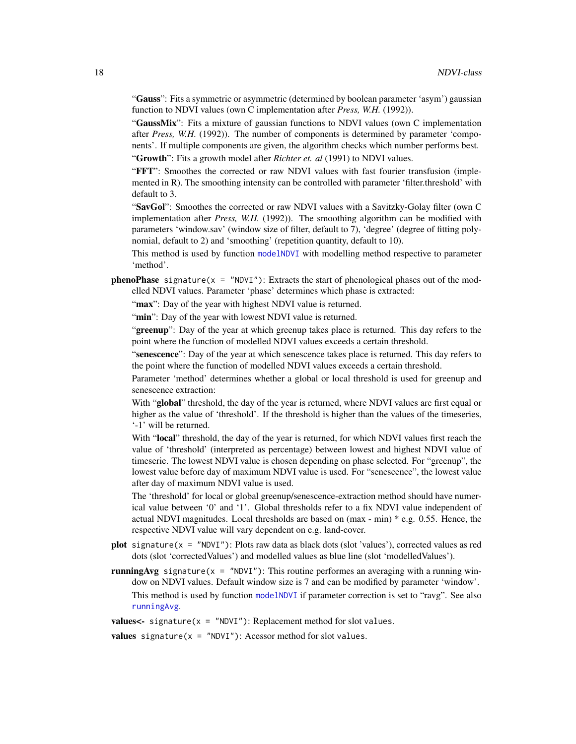"**Gauss**": Fits a symmetric or asymmetric (determined by boolean parameter 'asym') gaussian function to NDVI values (own C implementation after *Press, W.H.* (1992)).

"**GaussMix**": Fits a mixture of gaussian functions to NDVI values (own C implementation after *Press, W.H.* (1992)). The number of components is determined by parameter 'components'. If multiple components are given, the algorithm checks which number performs best.

"**Growth**": Fits a growth model after *Richter et. al* (1991) to NDVI values.

"**FFT**": Smoothes the corrected or raw NDVI values with fast fourier transfusion (implemented in R). The smoothing intensity can be controlled with parameter 'filter.threshold' with default to 3.

"**SavGol**": Smoothes the corrected or raw NDVI values with a Savitzky-Golay filter (own C implementation after *Press, W.H.* (1992)). The smoothing algorithm can be modified with parameters 'window.sav' (window size of filter, default to 7), 'degree' (degree of fitting polynomial, default to 2) and 'smoothing' (repetition quantity, default to 10).

This method is used by function `modelNDVI` with modelling method respective to parameter 'method'.

**phenoPhase** `signature(x = "NDVI")`: Extracts the start of phenological phases out of the modelled NDVI values. Parameter 'phase' determines which phase is extracted:

"**max**": Day of the year with highest NDVI value is returned.

"**min**": Day of the year with lowest NDVI value is returned.

"**greenup**": Day of the year at which greenup takes place is returned. This day refers to the point where the function of modelled NDVI values exceeds a certain threshold.

"**senescence**": Day of the year at which senescence takes place is returned. This day refers to the point where the function of modelled NDVI values exceeds a certain threshold.

Parameter 'method' determines whether a global or local threshold is used for greenup and senescence extraction:

With "**global**" threshold, the day of the year is returned, where NDVI values are first equal or higher as the value of 'threshold'. If the threshold is higher than the values of the timeseries, '-1' will be returned.

With "**local**" threshold, the day of the year is returned, for which NDVI values first reach the value of 'threshold' (interpreted as percentage) between lowest and highest NDVI value of timeserie. The lowest NDVI value is chosen depending on phase selected. For "greenup", the lowest value before day of maximum NDVI value is used. For "senescence", the lowest value after day of maximum NDVI value is used.

The 'threshold' for local or global greenup/senescence-extraction method should have numerical value between '0' and '1'. Global thresholds refer to a fix NDVI value independent of actual NDVI magnitudes. Local thresholds are based on (max - min) * e.g. 0.55. Hence, the respective NDVI value will vary dependent on e.g. land-cover.

**plot** `signature(x = "NDVI")`: Plots raw data as black dots (slot 'values'), corrected values as red dots (slot 'correctedValues') and modelled values as blue line (slot 'modelledValues').

**runningAvg** `signature(x = "NDVI")`: This routine performes an averaging with a running window on NDVI values. Default window size is 7 and can be modified by parameter 'window'.

This method is used by function `modelNDVI` if parameter correction is set to "ravg". See also `runningAvg`.

**values<-** `signature(x = "NDVI")`: Replacement method for slot `values`.

**values** `signature(x = "NDVI")`: Acessor method for slot `values`.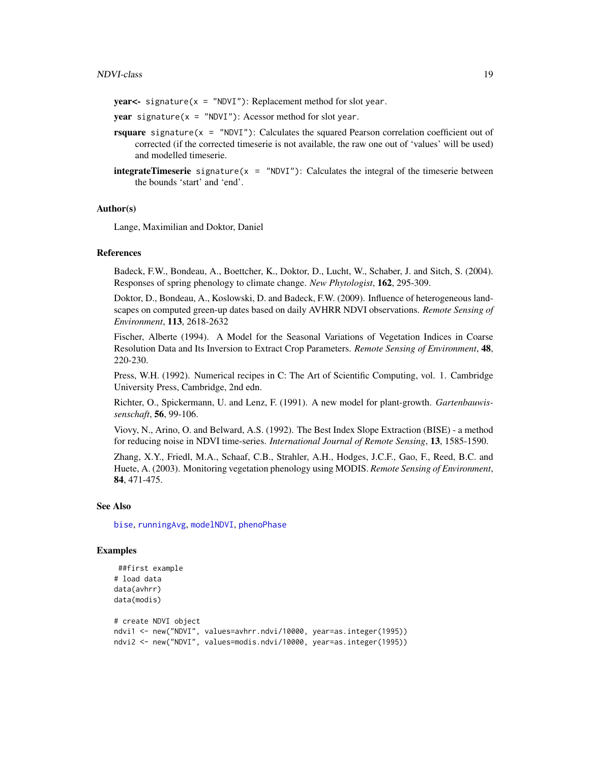**year<-** `signature(x = "NDVI")`: Replacement method for slot `year`.

**year** `signature(x = "NDVI")`: Acessor method for slot `year`.

**rsquare** `signature(x = "NDVI")`: Calculates the squared Pearson correlation coefficient out of corrected (if the corrected timeserie is not available, the raw one out of 'values' will be used) and modelled timeserie.

**integrateTimeserie** `signature(x = "NDVI")`: Calculates the integral of the timeserie between the bounds 'start' and 'end'.

### Author(s)

Lange, Maximilian and Doktor, Daniel

### References

Badeck, F.W., Bondeau, A., Boettcher, K., Doktor, D., Lucht, W., Schaber, J. and Sitch, S. (2004). Responses of spring phenology to climate change. *New Phytologist*, **162**, 295-309.

Doktor, D., Bondeau, A., Koslowski, D. and Badeck, F.W. (2009). Influence of heterogeneous landscapes on computed green-up dates based on daily AVHRR NDVI observations. *Remote Sensing of Environment*, **113**, 2618-2632

Fischer, Alberte (1994). A Model for the Seasonal Variations of Vegetation Indices in Coarse Resolution Data and Its Inversion to Extract Crop Parameters. *Remote Sensing of Environment*, **48**, 220-230.

Press, W.H. (1992). Numerical recipes in C: The Art of Scientific Computing, vol. 1. Cambridge University Press, Cambridge, 2nd edn.

Richter, O., Spickermann, U. and Lenz, F. (1991). A new model for plant-growth. *Gartenbauwissenschaft*, **56**, 99-106.

Viovy, N., Arino, O. and Belward, A.S. (1992). The Best Index Slope Extraction (BISE) - a method for reducing noise in NDVI time-series. *International Journal of Remote Sensing*, **13**, 1585-1590.

Zhang, X.Y., Friedl, M.A., Schaaf, C.B., Strahler, A.H., Hodges, J.C.F., Gao, F., Reed, B.C. and Huete, A. (2003). Monitoring vegetation phenology using MODIS. *Remote Sensing of Environment*, **84**, 471-475.

### See Also

`bise`, `runningAvg`, `modelNDVI`, `phenoPhase`

### Examples

```
 ##first example
# load data
data(avhrr)
data(modis)

# create NDVI object
ndvi1 <- new("NDVI", values=avhrr.ndvi/10000, year=as.integer(1995))
ndvi2 <- new("NDVI", values=modis.ndvi/10000, year=as.integer(1995))
```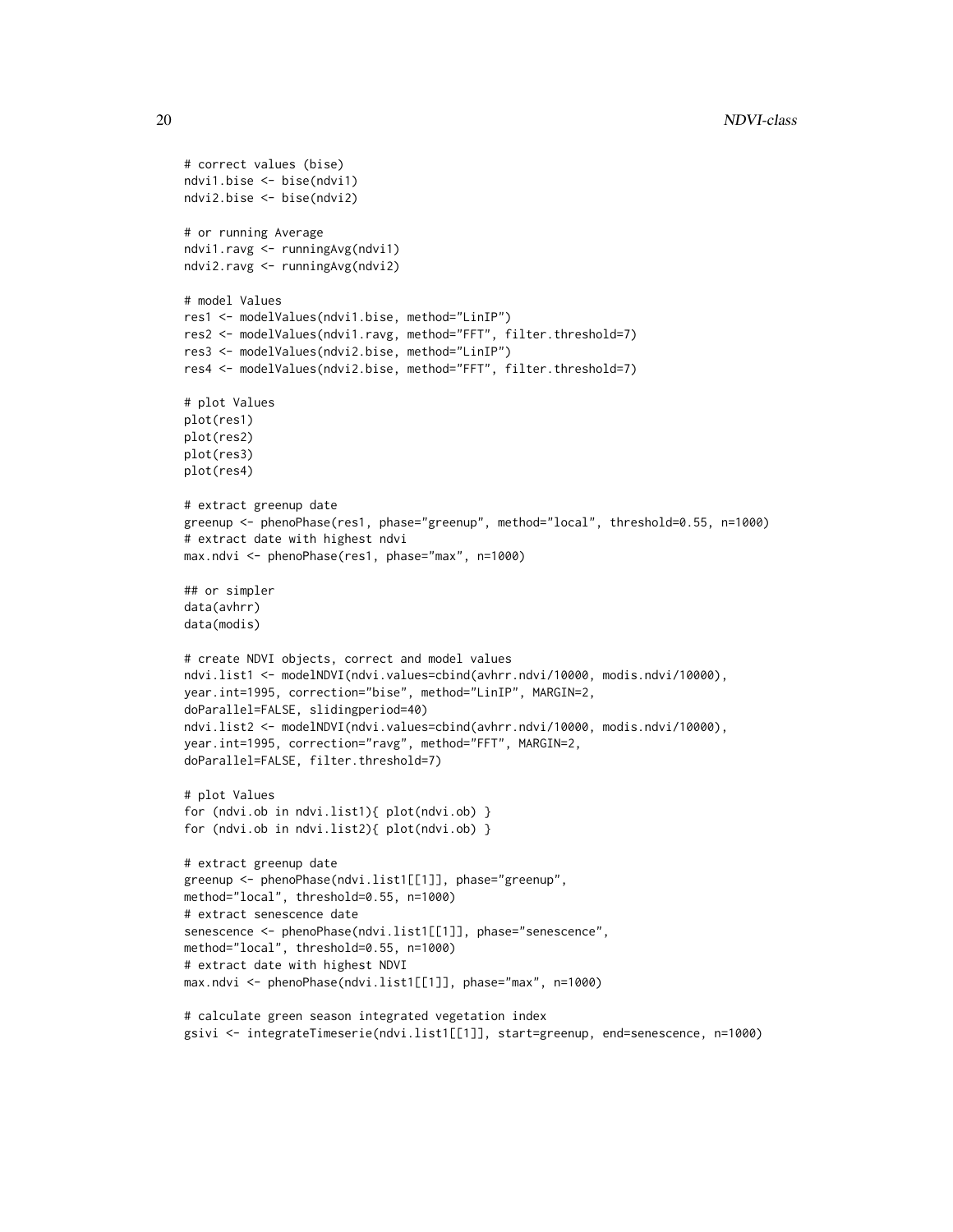```
# correct values (bise)
ndvi1.bise <- bise(ndvi1)
ndvi2.bise <- bise(ndvi2)

# or running Average
ndvi1.ravg <- runningAvg(ndvi1)
ndvi2.ravg <- runningAvg(ndvi2)

# model Values
res1 <- modelValues(ndvi1.bise, method="LinIP")
res2 <- modelValues(ndvi1.ravg, method="FFT", filter.threshold=7)
res3 <- modelValues(ndvi2.bise, method="LinIP")
res4 <- modelValues(ndvi2.bise, method="FFT", filter.threshold=7)

# plot Values
plot(res1)
plot(res2)
plot(res3)
plot(res4)

# extract greenup date
greenup <- phenoPhase(res1, phase="greenup", method="local", threshold=0.55, n=1000)
# extract date with highest ndvi
max.ndvi <- phenoPhase(res1, phase="max", n=1000)

## or simpler
data(avhrr)
data(modis)

# create NDVI objects, correct and model values
ndvi.list1 <- modelNDVI(ndvi.values=cbind(avhrr.ndvi/10000, modis.ndvi/10000),
year.int=1995, correction="bise", method="LinIP", MARGIN=2,
doParallel=FALSE, slidingperiod=40)
ndvi.list2 <- modelNDVI(ndvi.values=cbind(avhrr.ndvi/10000, modis.ndvi/10000),
year.int=1995, correction="ravg", method="FFT", MARGIN=2,
doParallel=FALSE, filter.threshold=7)

# plot Values
for (ndvi.ob in ndvi.list1){ plot(ndvi.ob) }
for (ndvi.ob in ndvi.list2){ plot(ndvi.ob) }

# extract greenup date
greenup <- phenoPhase(ndvi.list1[[1]], phase="greenup",
method="local", threshold=0.55, n=1000)
# extract senescence date
senescence <- phenoPhase(ndvi.list1[[1]], phase="senescence",
method="local", threshold=0.55, n=1000)
# extract date with highest NDVI
max.ndvi <- phenoPhase(ndvi.list1[[1]], phase="max", n=1000)

# calculate green season integrated vegetation index
gsivi <- integrateTimeserie(ndvi.list1[[1]], start=greenup, end=senescence, n=1000)
```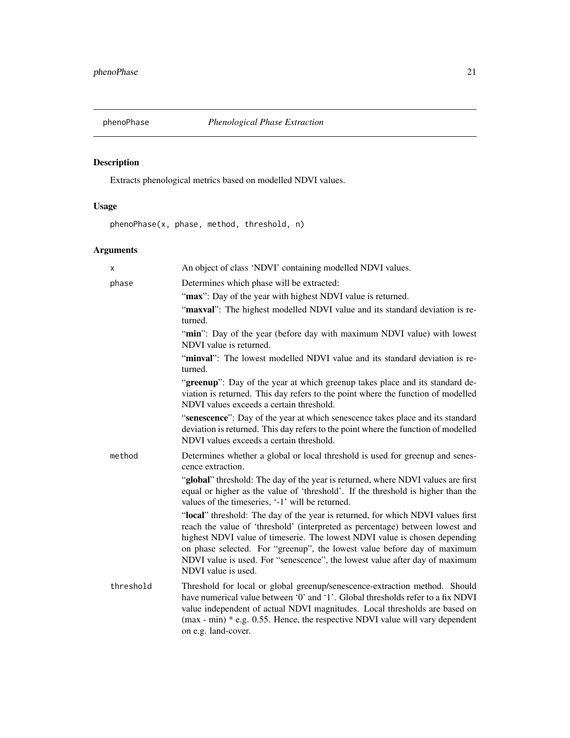phenoPhase *Phenological Phase Extraction*

## Description

Extracts phenological metrics based on modelled NDVI values.

## Usage

```
phenoPhase(x, phase, method, threshold, n)
```

## Arguments

| | |
|---|---|
| x | An object of class 'NDVI' containing modelled NDVI values. |
| phase | Determines which phase will be extracted:<br>"**max**": Day of the year with highest NDVI value is returned.<br>"**maxval**": The highest modelled NDVI value and its standard deviation is returned.<br>"**min**": Day of the year (before day with maximum NDVI value) with lowest NDVI value is returned.<br>"**minval**": The lowest modelled NDVI value and its standard deviation is returned.<br>"**greenup**": Day of the year at which greenup takes place and its standard deviation is returned. This day refers to the point where the function of modelled NDVI values exceeds a certain threshold.<br>"**senescence**": Day of the year at which senescence takes place and its standard deviation is returned. This day refers to the point where the function of modelled NDVI values exceeds a certain threshold. |
| method | Determines whether a global or local threshold is used for greenup and senescence extraction.<br>"**global**" threshold: The day of the year is returned, where NDVI values are first equal or higher as the value of 'threshold'. If the threshold is higher than the values of the timeseries, '-1' will be returned.<br>"**local**" threshold: The day of the year is returned, for which NDVI values first reach the value of 'threshold' (interpreted as percentage) between lowest and highest NDVI value of timeserie. The lowest NDVI value is chosen depending on phase selected. For "greenup", the lowest value before day of maximum NDVI value is used. For "senescence", the lowest value after day of maximum NDVI value is used. |
| threshold | Threshold for local or global greenup/senescence-extraction method. Should have numerical value between '0' and '1'. Global thresholds refer to a fix NDVI value independent of actual NDVI magnitudes. Local thresholds are based on (max - min) * e.g. 0.55. Hence, the respective NDVI value will vary dependent on e.g. land-cover. |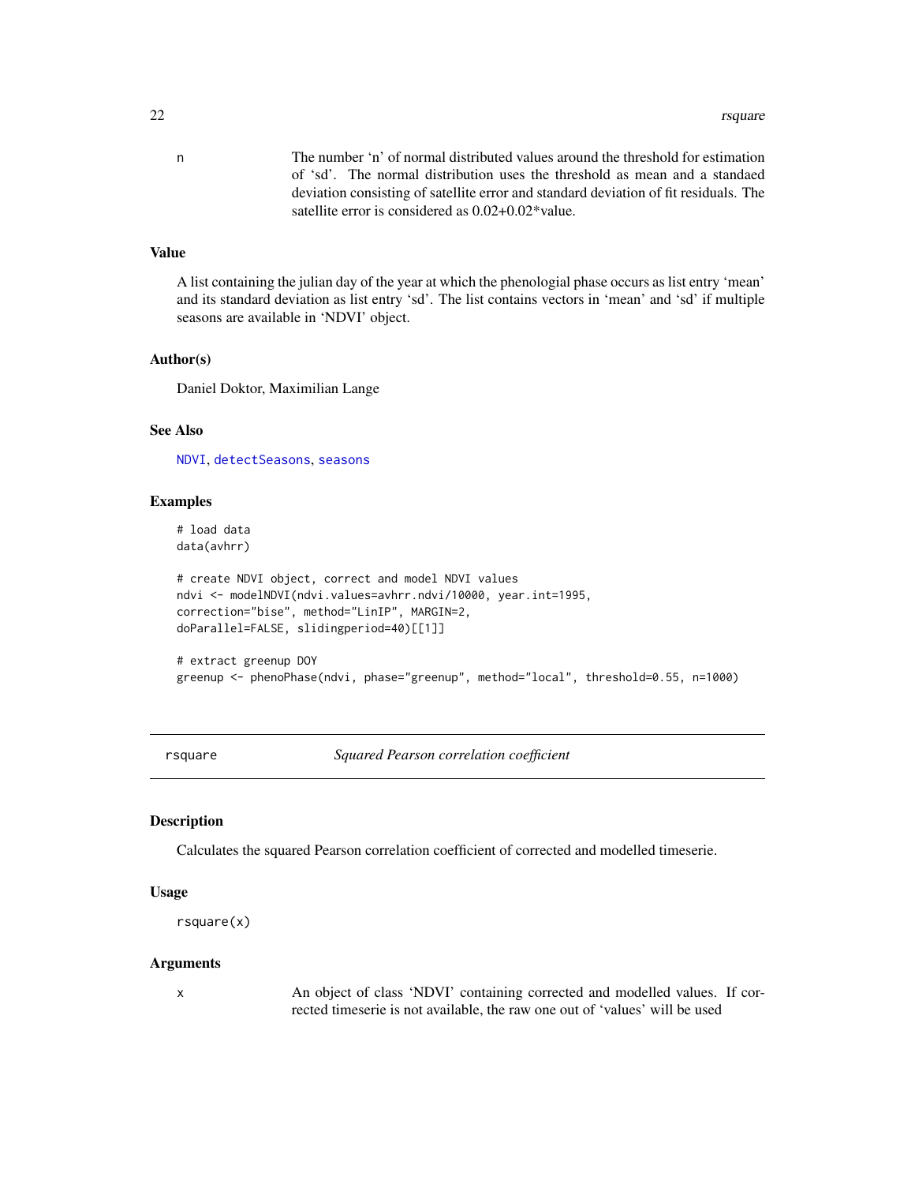n | The number 'n' of normal distributed values around the threshold for estimation of 'sd'. The normal distribution uses the threshold as mean and a standaed deviation consisting of satellite error and standard deviation of fit residuals. The satellite error is considered as 0.02+0.02*value.

### Value

A list containing the julian day of the year at which the phenologial phase occurs as list entry 'mean' and its standard deviation as list entry 'sd'. The list contains vectors in 'mean' and 'sd' if multiple seasons are available in 'NDVI' object.

### Author(s)

Daniel Doktor, Maximilian Lange

### See Also

NDVI, detectSeasons, seasons

### Examples

```
# load data
data(avhrr)

# create NDVI object, correct and model NDVI values
ndvi <- modelNDVI(ndvi.values=avhrr.ndvi/10000, year.int=1995,
correction="bise", method="LinIP", MARGIN=2,
doParallel=FALSE, slidingperiod=40)[[1]]

# extract greenup DOY
greenup <- phenoPhase(ndvi, phase="greenup", method="local", threshold=0.55, n=1000)
```

---

## rsquare — *Squared Pearson correlation coefficient*

### Description

Calculates the squared Pearson correlation coefficient of corrected and modelled timeserie.

### Usage

```
rsquare(x)
```

### Arguments

x | An object of class 'NDVI' containing corrected and modelled values. If corrected timeserie is not available, the raw one out of 'values' will be used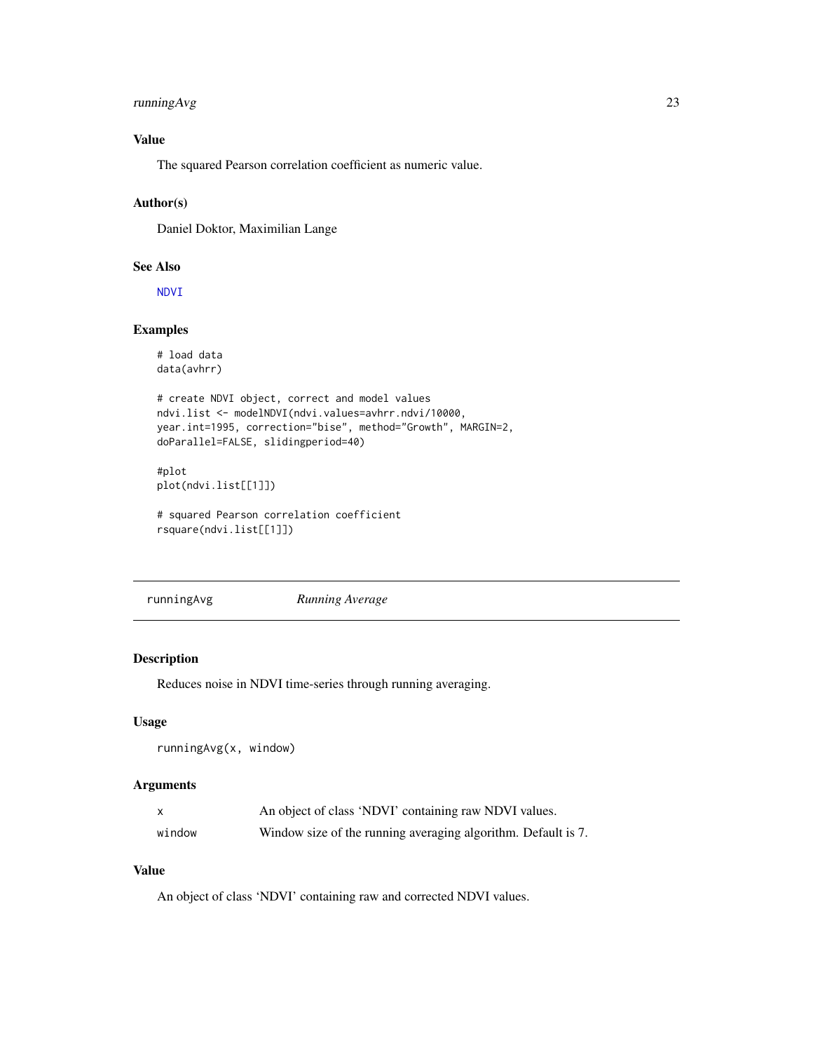## Value

The squared Pearson correlation coefficient as numeric value.

## Author(s)

Daniel Doktor, Maximilian Lange

## See Also

NDVI

## Examples

```
# load data
data(avhrr)

# create NDVI object, correct and model values
ndvi.list <- modelNDVI(ndvi.values=avhrr.ndvi/10000,
year.int=1995, correction="bise", method="Growth", MARGIN=2,
doParallel=FALSE, slidingperiod=40)

#plot
plot(ndvi.list[[1]])

# squared Pearson correlation coefficient
rsquare(ndvi.list[[1]])
```

---

# runningAvg *Running Average*

## Description

Reduces noise in NDVI time-series through running averaging.

## Usage

```
runningAvg(x, window)
```

## Arguments

| | |
|---|---|
| x | An object of class 'NDVI' containing raw NDVI values. |
| window | Window size of the running averaging algorithm. Default is 7. |

## Value

An object of class 'NDVI' containing raw and corrected NDVI values.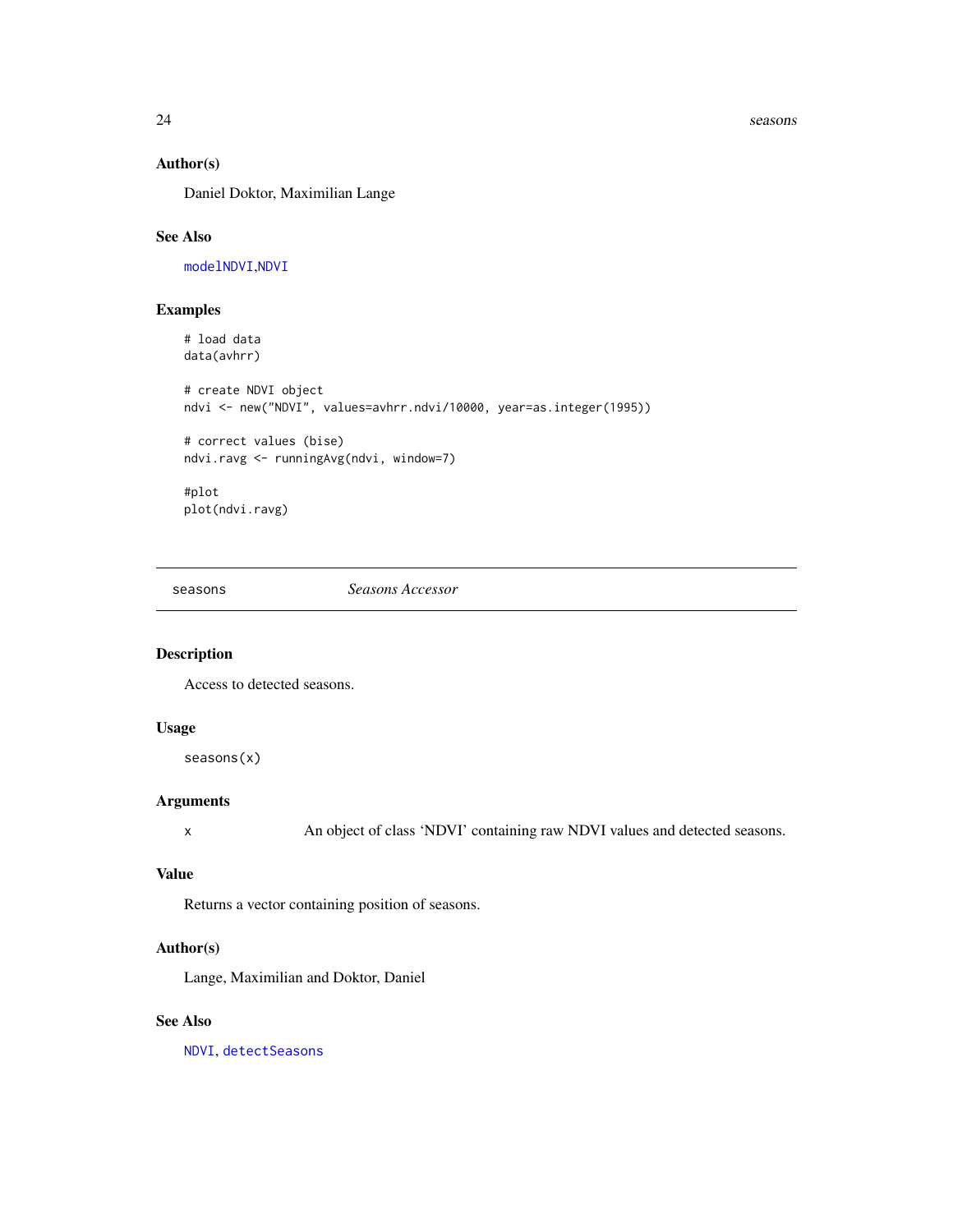### Author(s)

Daniel Doktor, Maximilian Lange

### See Also

modelNDVI,NDVI

### Examples

```
# load data
data(avhrr)

# create NDVI object
ndvi <- new("NDVI", values=avhrr.ndvi/10000, year=as.integer(1995))

# correct values (bise)
ndvi.ravg <- runningAvg(ndvi, window=7)

#plot
plot(ndvi.ravg)
```

---

## seasons *Seasons Accessor*

### Description

Access to detected seasons.

### Usage

```
seasons(x)
```

### Arguments

x An object of class 'NDVI' containing raw NDVI values and detected seasons.

### Value

Returns a vector containing position of seasons.

### Author(s)

Lange, Maximilian and Doktor, Daniel

### See Also

NDVI, detectSeasons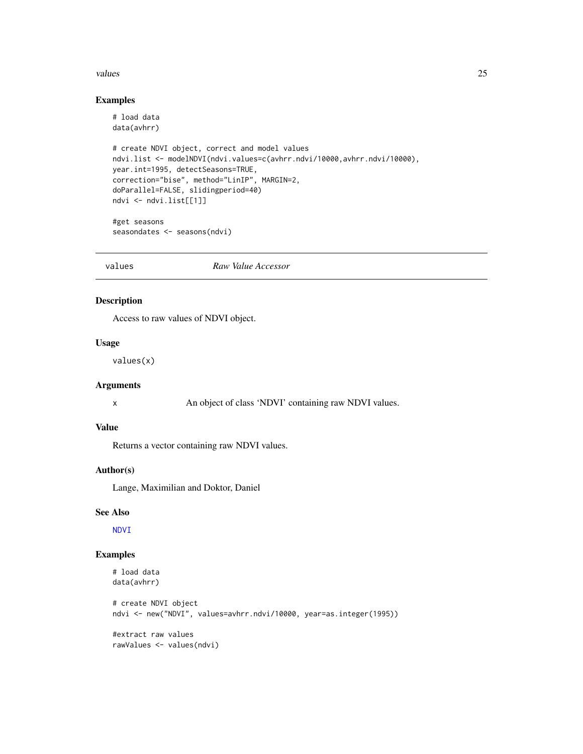## Examples

```
# load data
data(avhrr)

# create NDVI object, correct and model values
ndvi.list <- modelNDVI(ndvi.values=c(avhrr.ndvi/10000,avhrr.ndvi/10000),
year.int=1995, detectSeasons=TRUE,
correction="bise", method="LinIP", MARGIN=2,
doParallel=FALSE, slidingperiod=40)
ndvi <- ndvi.list[[1]]

#get seasons
seasondates <- seasons(ndvi)
```

---

# values *Raw Value Accessor*

---

## Description

Access to raw values of NDVI object.

## Usage

```
values(x)
```

## Arguments

| | |
|---|---|
| x | An object of class 'NDVI' containing raw NDVI values. |

## Value

Returns a vector containing raw NDVI values.

## Author(s)

Lange, Maximilian and Doktor, Daniel

## See Also

NDVI

## Examples

```
# load data
data(avhrr)

# create NDVI object
ndvi <- new("NDVI", values=avhrr.ndvi/10000, year=as.integer(1995))

#extract raw values
rawValues <- values(ndvi)
```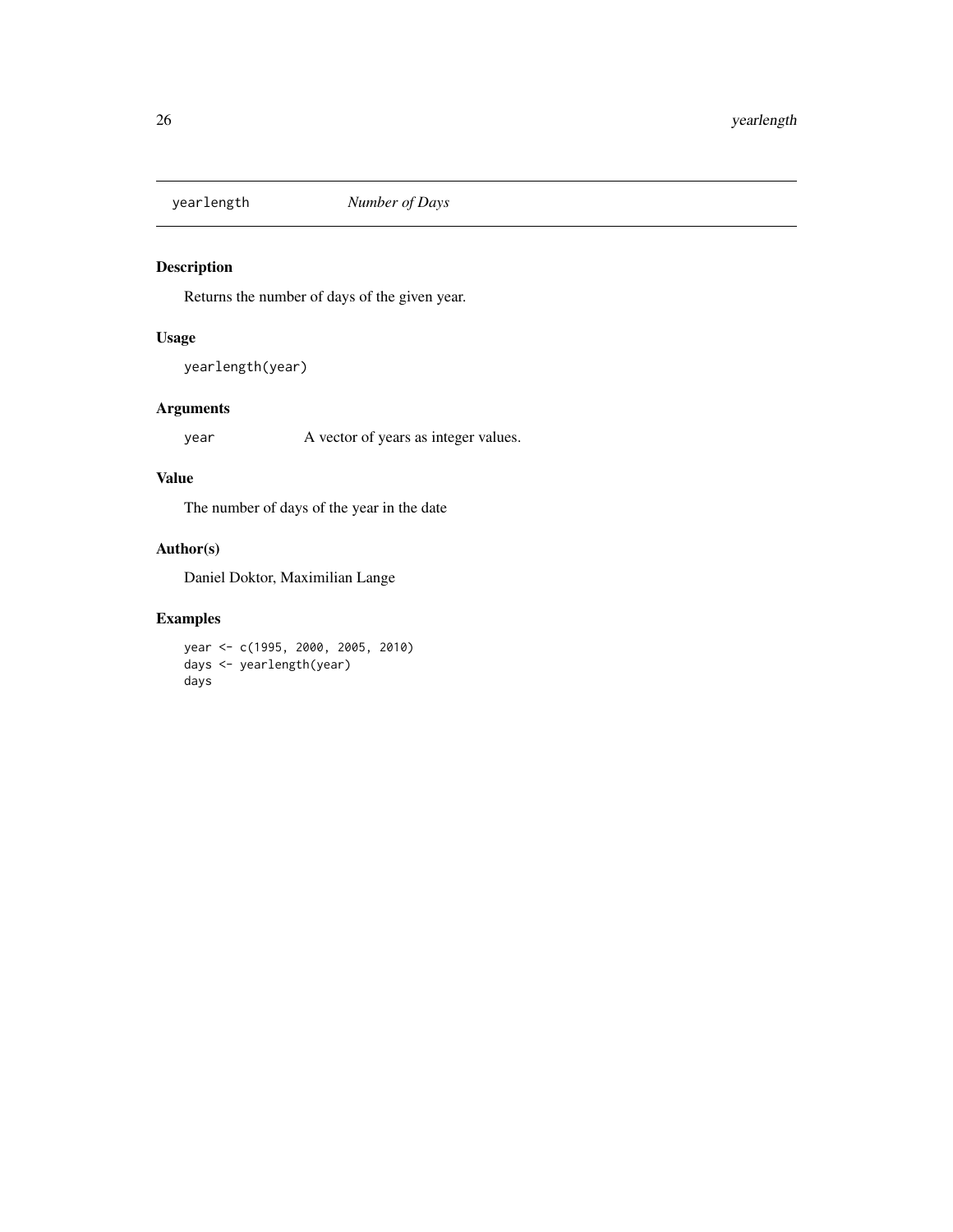## yearlength — *Number of Days*

### Description

Returns the number of days of the given year.

### Usage

```
yearlength(year)
```

### Arguments

| | |
|---|---|
| year | A vector of years as integer values. |

### Value

The number of days of the year in the date

### Author(s)

Daniel Doktor, Maximilian Lange

### Examples

```
year <- c(1995, 2000, 2005, 2010)
days <- yearlength(year)
days
```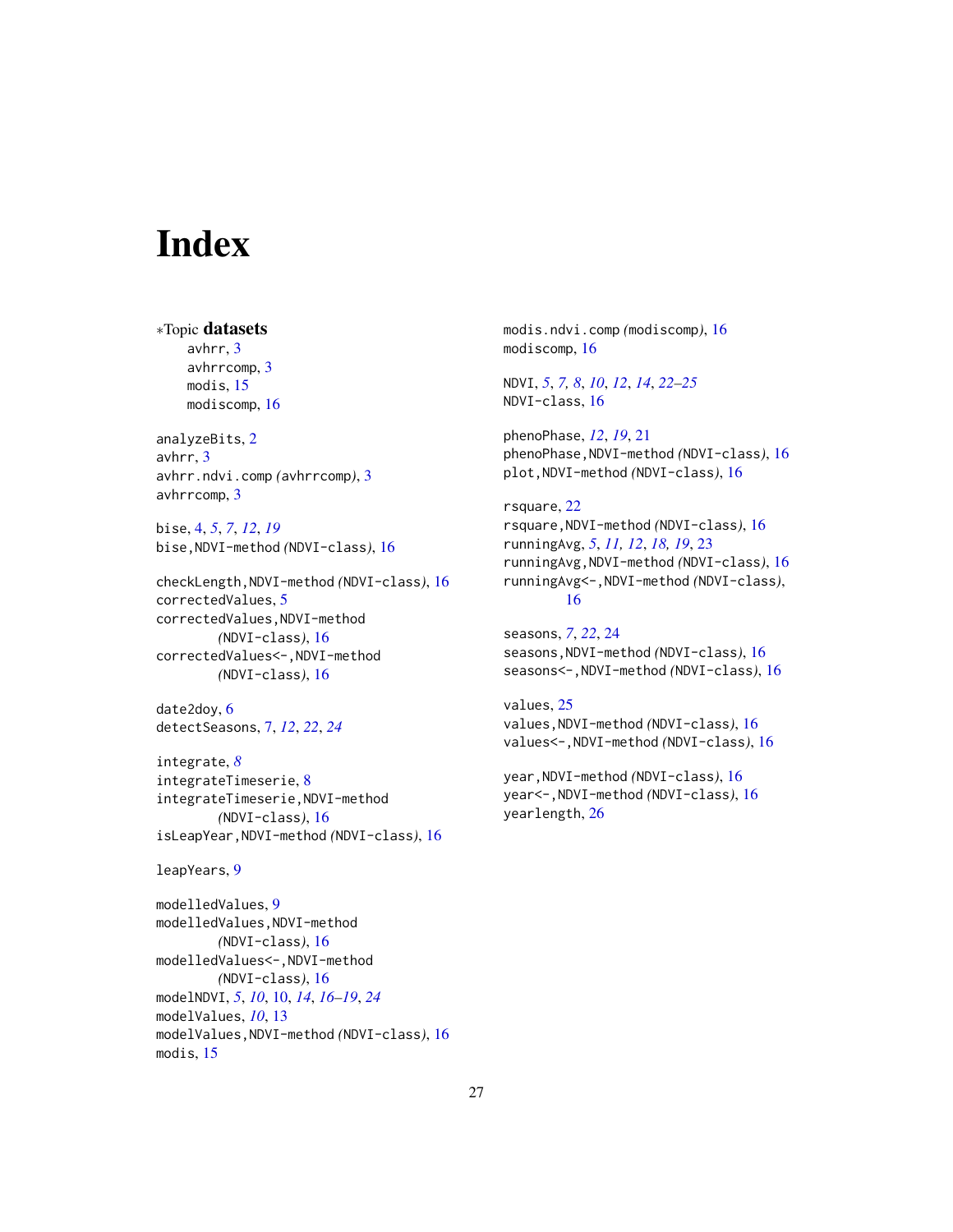# Index

∗Topic **datasets**
  avhrr, 3
  avhrrcomp, 3
  modis, 15
  modiscomp, 16

analyzeBits, 2
avhrr, 3
avhrr.ndvi.comp *(*avhrrcomp*)*, 3
avhrrcomp, 3

bise, 4, *5*, *7*, *12*, *19*
bise,NDVI-method *(*NDVI-class*)*, 16

checkLength,NDVI-method *(*NDVI-class*)*, 16
correctedValues, 5
correctedValues,NDVI-method *(*NDVI-class*)*, 16
correctedValues<-,NDVI-method *(*NDVI-class*)*, 16

date2doy, 6
detectSeasons, 7, *12*, *22*, *24*

integrate, *8*
integrateTimeserie, 8
integrateTimeserie,NDVI-method *(*NDVI-class*)*, 16
isLeapYear,NDVI-method *(*NDVI-class*)*, 16

leapYears, 9

modelledValues, 9
modelledValues,NDVI-method *(*NDVI-class*)*, 16
modelledValues<-,NDVI-method *(*NDVI-class*)*, 16
modelNDVI, *5*, *10*, 10, *14*, *16–19*, *24*
modelValues, *10*, 13
modelValues,NDVI-method *(*NDVI-class*)*, 16
modis, 15
modis.ndvi.comp *(*modiscomp*)*, 16
modiscomp, 16

NDVI, *5*, *7*, *8*, *10*, *12*, *14*, *22–25*
NDVI-class, 16

phenoPhase, *12*, *19*, 21
phenoPhase,NDVI-method *(*NDVI-class*)*, 16
plot,NDVI-method *(*NDVI-class*)*, 16

rsquare, 22
rsquare,NDVI-method *(*NDVI-class*)*, 16
runningAvg, *5*, *11*, *12*, *18*, *19*, 23
runningAvg,NDVI-method *(*NDVI-class*)*, 16
runningAvg<-,NDVI-method *(*NDVI-class*)*, 16

seasons, *7*, *22*, 24
seasons,NDVI-method *(*NDVI-class*)*, 16
seasons<-,NDVI-method *(*NDVI-class*)*, 16

values, 25
values,NDVI-method *(*NDVI-class*)*, 16
values<-,NDVI-method *(*NDVI-class*)*, 16

year,NDVI-method *(*NDVI-class*)*, 16
year<-,NDVI-method *(*NDVI-class*)*, 16
yearlength, 26